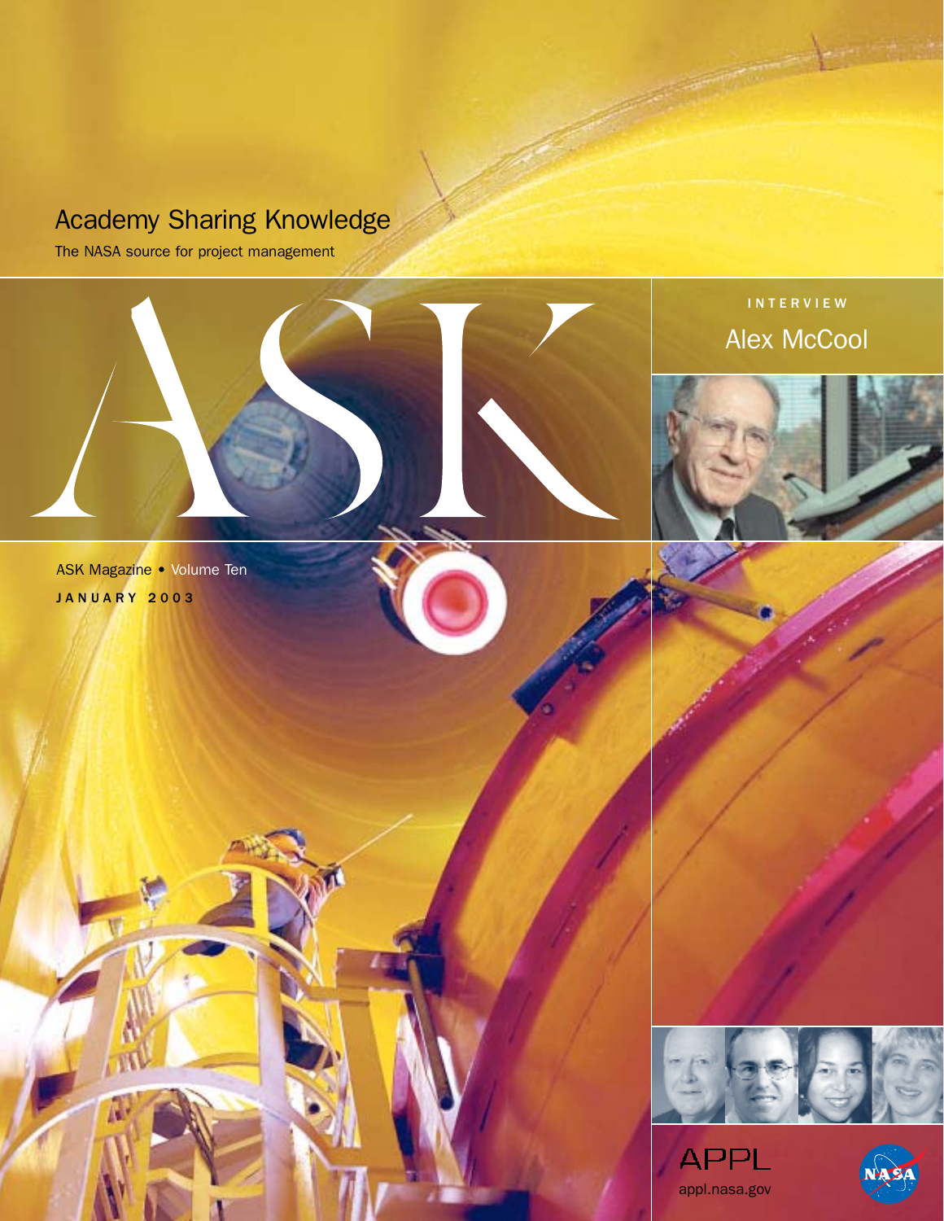# Academy Sharing Knowledge

The NASA source for project management

# ASK

INTERVIEW

## Alex McCool

ASK Magazine • Volume Ten

JANUARY 2003

APPL

appl.nasa.gov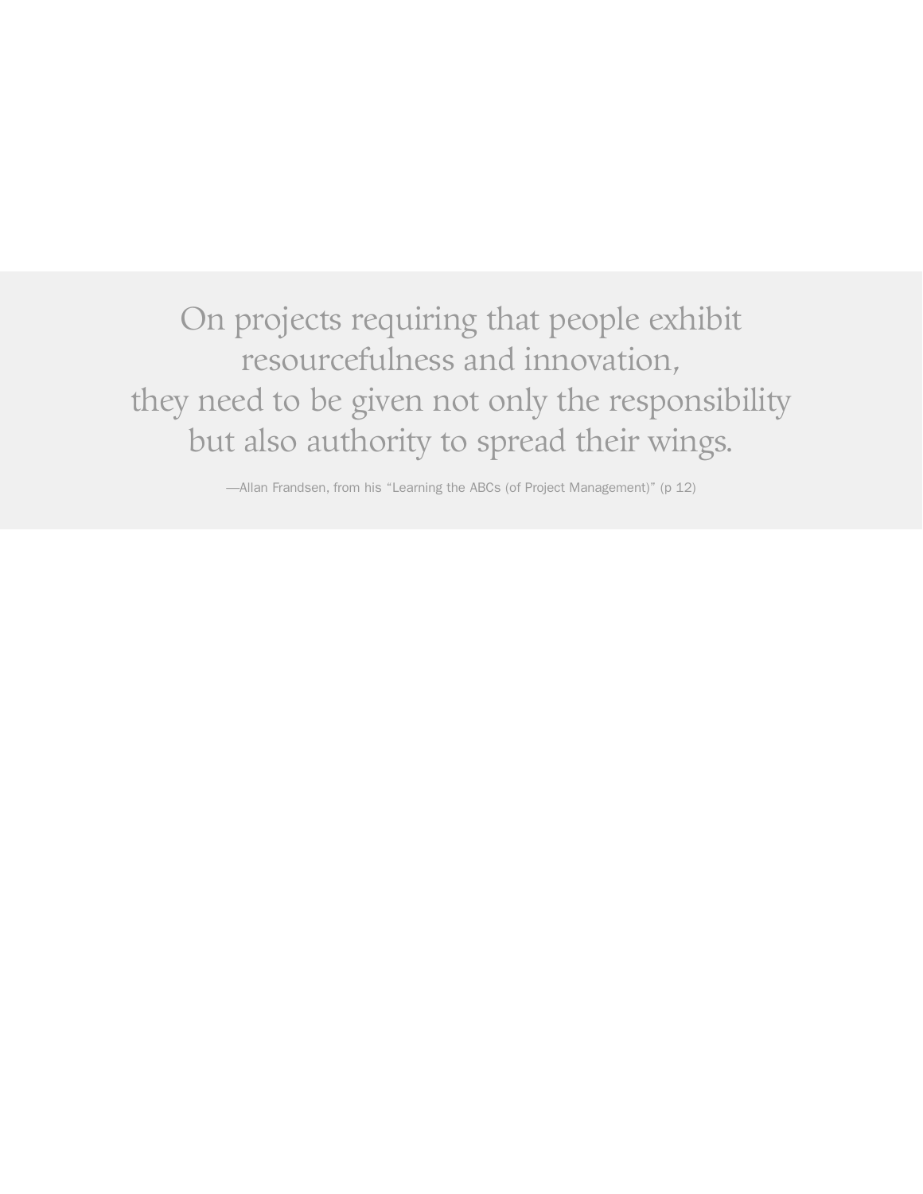> On projects requiring that people exhibit resourcefulness and innovation, they need to be given not only the responsibility but also authority to spread their wings.
>
> —Allan Frandsen, from his “Learning the ABCs (of Project Management)” (p 12)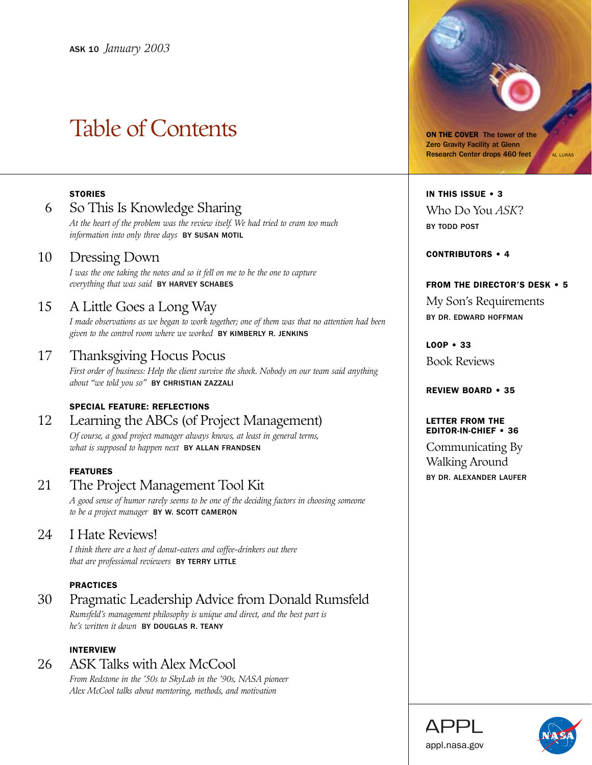ASK 10 *January 2003*

# Table of Contents

**ON THE COVER** The tower of the Zero Gravity Facility at Glenn Research Center drops 460 feet

AL LUKAS

## STORIES

6 **So This Is Knowledge Sharing**
*At the heart of the problem was the review itself. We had tried to cram too much information into only three days* BY SUSAN MOTIL

10 **Dressing Down**
*I was the one taking the notes and so it fell on me to be the one to capture everything that was said* BY HARVEY SCHABES

15 **A Little Goes a Long Way**
*I made observations as we began to work together; one of them was that no attention had been given to the control room where we worked* BY KIMBERLY R. JENKINS

17 **Thanksgiving Hocus Pocus**
*First order of business: Help the client survive the shock. Nobody on our team said anything about "we told you so"* BY CHRISTIAN ZAZZALI

## SPECIAL FEATURE: REFLECTIONS

12 **Learning the ABCs (of Project Management)**
*Of course, a good project manager always knows, at least in general terms, what is supposed to happen next* BY ALLAN FRANDSEN

## FEATURES

21 **The Project Management Tool Kit**
*A good sense of humor rarely seems to be one of the deciding factors in choosing someone to be a project manager* BY W. SCOTT CAMERON

24 **I Hate Reviews!**
*I think there are a host of donut-eaters and coffee-drinkers out there that are professional reviewers* BY TERRY LITTLE

## PRACTICES

30 **Pragmatic Leadership Advice from Donald Rumsfeld**
*Rumsfeld's management philosophy is unique and direct, and the best part is he's written it down* BY DOUGLAS R. TEANY

## INTERVIEW

26 **ASK Talks with Alex McCool**
*From Redstone in the '50s to SkyLab in the '90s, NASA pioneer Alex McCool talks about mentoring, methods, and motivation*

## IN THIS ISSUE • 3

Who Do You *ASK*?
BY TODD POST

## CONTRIBUTORS • 4

## FROM THE DIRECTOR'S DESK • 5

My Son's Requirements
BY DR. EDWARD HOFFMAN

## LOOP • 33

Book Reviews

## REVIEW BOARD • 35

## LETTER FROM THE EDITOR-IN-CHIEF • 36

Communicating By Walking Around
BY DR. ALEXANDER LAUFER

APPL
appl.nasa.gov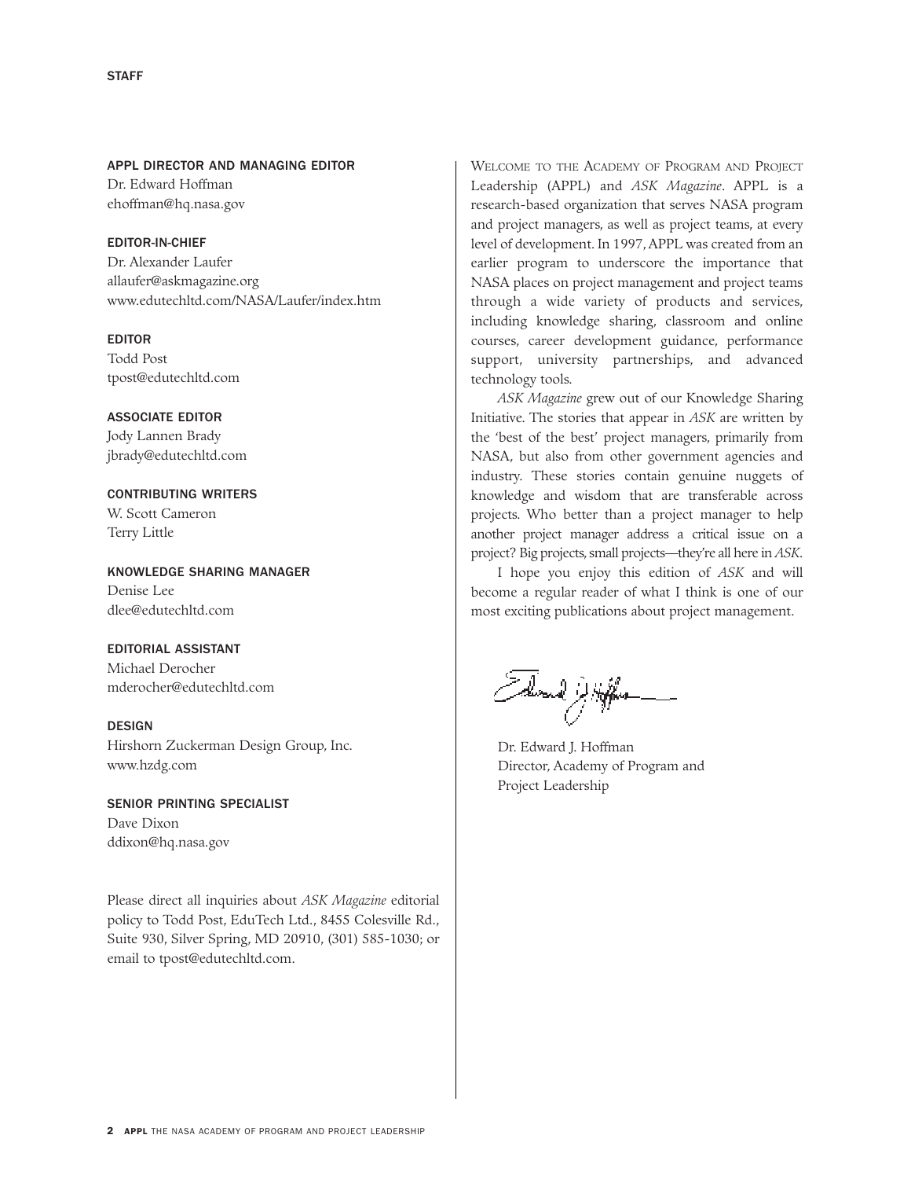## STAFF

**APPL DIRECTOR AND MANAGING EDITOR**
Dr. Edward Hoffman
ehoffman@hq.nasa.gov

**EDITOR-IN-CHIEF**
Dr. Alexander Laufer
allaufer@askmagazine.org
www.edutechltd.com/NASA/Laufer/index.htm

**EDITOR**
Todd Post
tpost@edutechltd.com

**ASSOCIATE EDITOR**
Jody Lannen Brady
jbrady@edutechltd.com

**CONTRIBUTING WRITERS**
W. Scott Cameron
Terry Little

**KNOWLEDGE SHARING MANAGER**
Denise Lee
dlee@edutechltd.com

**EDITORIAL ASSISTANT**
Michael Derocher
mderocher@edutechltd.com

**DESIGN**
Hirshorn Zuckerman Design Group, Inc.
www.hzdg.com

**SENIOR PRINTING SPECIALIST**
Dave Dixon
ddixon@hq.nasa.gov

Please direct all inquiries about *ASK Magazine* editorial policy to Todd Post, EduTech Ltd., 8455 Colesville Rd., Suite 930, Silver Spring, MD 20910, (301) 585-1030; or email to tpost@edutechltd.com.

Welcome to the Academy of Program and Project Leadership (APPL) and *ASK Magazine*. APPL is a research-based organization that serves NASA program and project managers, as well as project teams, at every level of development. In 1997, APPL was created from an earlier program to underscore the importance that NASA places on project management and project teams through a wide variety of products and services, including knowledge sharing, classroom and online courses, career development guidance, performance support, university partnerships, and advanced technology tools.

*ASK Magazine* grew out of our Knowledge Sharing Initiative. The stories that appear in *ASK* are written by the 'best of the best' project managers, primarily from NASA, but also from other government agencies and industry. These stories contain genuine nuggets of knowledge and wisdom that are transferable across projects. Who better than a project manager to help another project manager address a critical issue on a project? Big projects, small projects—they're all here in *ASK*.

I hope you enjoy this edition of *ASK* and will become a regular reader of what I think is one of our most exciting publications about project management.

Dr. Edward J. Hoffman
Director, Academy of Program and Project Leadership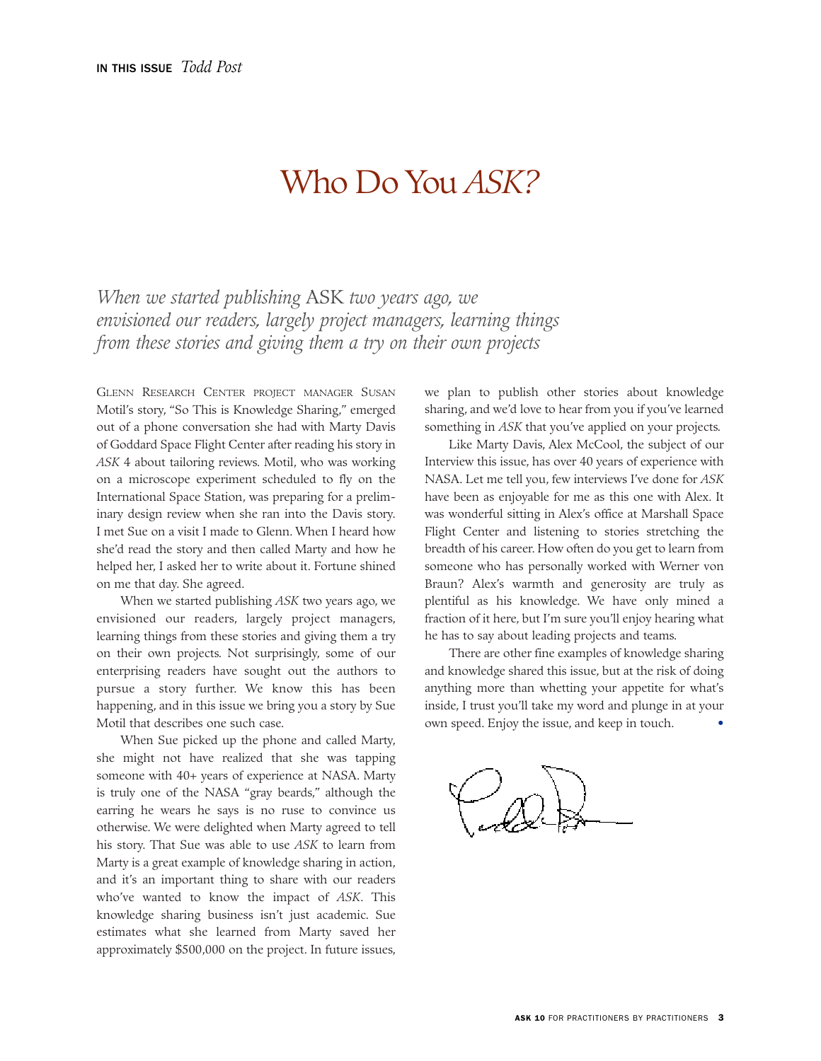**IN THIS ISSUE** *Todd Post*

# Who Do You *ASK?*

*When we started publishing* ASK *two years ago, we envisioned our readers, largely project managers, learning things from these stories and giving them a try on their own projects*

Glenn Research Center project manager Susan Motil's story, "So This is Knowledge Sharing," emerged out of a phone conversation she had with Marty Davis of Goddard Space Flight Center after reading his story in *ASK* 4 about tailoring reviews. Motil, who was working on a microscope experiment scheduled to fly on the International Space Station, was preparing for a preliminary design review when she ran into the Davis story. I met Sue on a visit I made to Glenn. When I heard how she'd read the story and then called Marty and how he helped her, I asked her to write about it. Fortune shined on me that day. She agreed.

When we started publishing *ASK* two years ago, we envisioned our readers, largely project managers, learning things from these stories and giving them a try on their own projects. Not surprisingly, some of our enterprising readers have sought out the authors to pursue a story further. We know this has been happening, and in this issue we bring you a story by Sue Motil that describes one such case.

When Sue picked up the phone and called Marty, she might not have realized that she was tapping someone with 40+ years of experience at NASA. Marty is truly one of the NASA "gray beards," although the earring he wears he says is no ruse to convince us otherwise. We were delighted when Marty agreed to tell his story. That Sue was able to use *ASK* to learn from Marty is a great example of knowledge sharing in action, and it's an important thing to share with our readers who've wanted to know the impact of *ASK*. This knowledge sharing business isn't just academic. Sue estimates what she learned from Marty saved her approximately $500,000 on the project. In future issues, we plan to publish other stories about knowledge sharing, and we'd love to hear from you if you've learned something in *ASK* that you've applied on your projects.

Like Marty Davis, Alex McCool, the subject of our Interview this issue, has over 40 years of experience with NASA. Let me tell you, few interviews I've done for *ASK* have been as enjoyable for me as this one with Alex. It was wonderful sitting in Alex's office at Marshall Space Flight Center and listening to stories stretching the breadth of his career. How often do you get to learn from someone who has personally worked with Werner von Braun? Alex's warmth and generosity are truly as plentiful as his knowledge. We have only mined a fraction of it here, but I'm sure you'll enjoy hearing what he has to say about leading projects and teams.

There are other fine examples of knowledge sharing and knowledge shared this issue, but at the risk of doing anything more than whetting your appetite for what's inside, I trust you'll take my word and plunge in at your own speed. Enjoy the issue, and keep in touch. •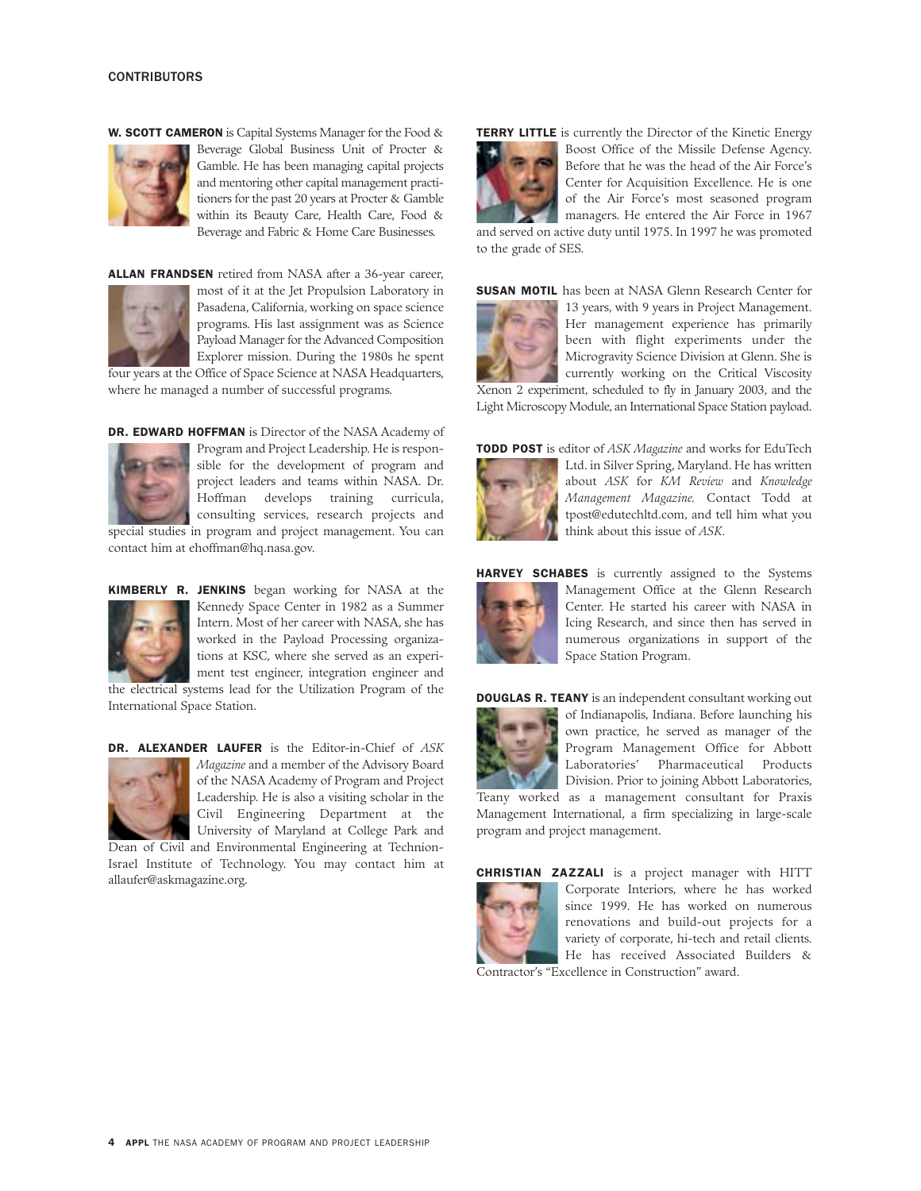## CONTRIBUTORS

**W. SCOTT CAMERON** is Capital Systems Manager for the Food & Beverage Global Business Unit of Procter & Gamble. He has been managing capital projects and mentoring other capital management practitioners for the past 20 years at Procter & Gamble within its Beauty Care, Health Care, Food & Beverage and Fabric & Home Care Businesses.

**ALLAN FRANDSEN** retired from NASA after a 36-year career, most of it at the Jet Propulsion Laboratory in Pasadena, California, working on space science programs. His last assignment was as Science Payload Manager for the Advanced Composition Explorer mission. During the 1980s he spent four years at the Office of Space Science at NASA Headquarters, where he managed a number of successful programs.

**DR. EDWARD HOFFMAN** is Director of the NASA Academy of Program and Project Leadership. He is responsible for the development of program and project leaders and teams within NASA. Dr. Hoffman develops training curricula, consulting services, research projects and special studies in program and project management. You can contact him at ehoffman@hq.nasa.gov.

**KIMBERLY R. JENKINS** began working for NASA at the Kennedy Space Center in 1982 as a Summer Intern. Most of her career with NASA, she has worked in the Payload Processing organizations at KSC, where she served as an experiment test engineer, integration engineer and the electrical systems lead for the Utilization Program of the International Space Station.

**DR. ALEXANDER LAUFER** is the Editor-in-Chief of *ASK Magazine* and a member of the Advisory Board of the NASA Academy of Program and Project Leadership. He is also a visiting scholar in the Civil Engineering Department at the University of Maryland at College Park and Dean of Civil and Environmental Engineering at Technion-Israel Institute of Technology. You may contact him at allaufer@askmagazine.org.

**TERRY LITTLE** is currently the Director of the Kinetic Energy Boost Office of the Missile Defense Agency. Before that he was the head of the Air Force's Center for Acquisition Excellence. He is one of the Air Force's most seasoned program managers. He entered the Air Force in 1967 and served on active duty until 1975. In 1997 he was promoted to the grade of SES.

**SUSAN MOTIL** has been at NASA Glenn Research Center for 13 years, with 9 years in Project Management. Her management experience has primarily been with flight experiments under the Microgravity Science Division at Glenn. She is currently working on the Critical Viscosity Xenon 2 experiment, scheduled to fly in January 2003, and the Light Microscopy Module, an International Space Station payload.

**TODD POST** is editor of *ASK Magazine* and works for EduTech Ltd. in Silver Spring, Maryland. He has written about *ASK* for *KM Review* and *Knowledge Management Magazine*. Contact Todd at tpost@edutechltd.com, and tell him what you think about this issue of *ASK*.

**HARVEY SCHABES** is currently assigned to the Systems Management Office at the Glenn Research Center. He started his career with NASA in Icing Research, and since then has served in numerous organizations in support of the Space Station Program.

**DOUGLAS R. TEANY** is an independent consultant working out of Indianapolis, Indiana. Before launching his own practice, he served as manager of the Program Management Office for Abbott Laboratories' Pharmaceutical Products Division. Prior to joining Abbott Laboratories, Teany worked as a management consultant for Praxis Management International, a firm specializing in large-scale program and project management.

**CHRISTIAN ZAZZALI** is a project manager with HITT Corporate Interiors, where he has worked since 1999. He has worked on numerous renovations and build-out projects for a variety of corporate, hi-tech and retail clients. He has received Associated Builders & Contractor's "Excellence in Construction" award.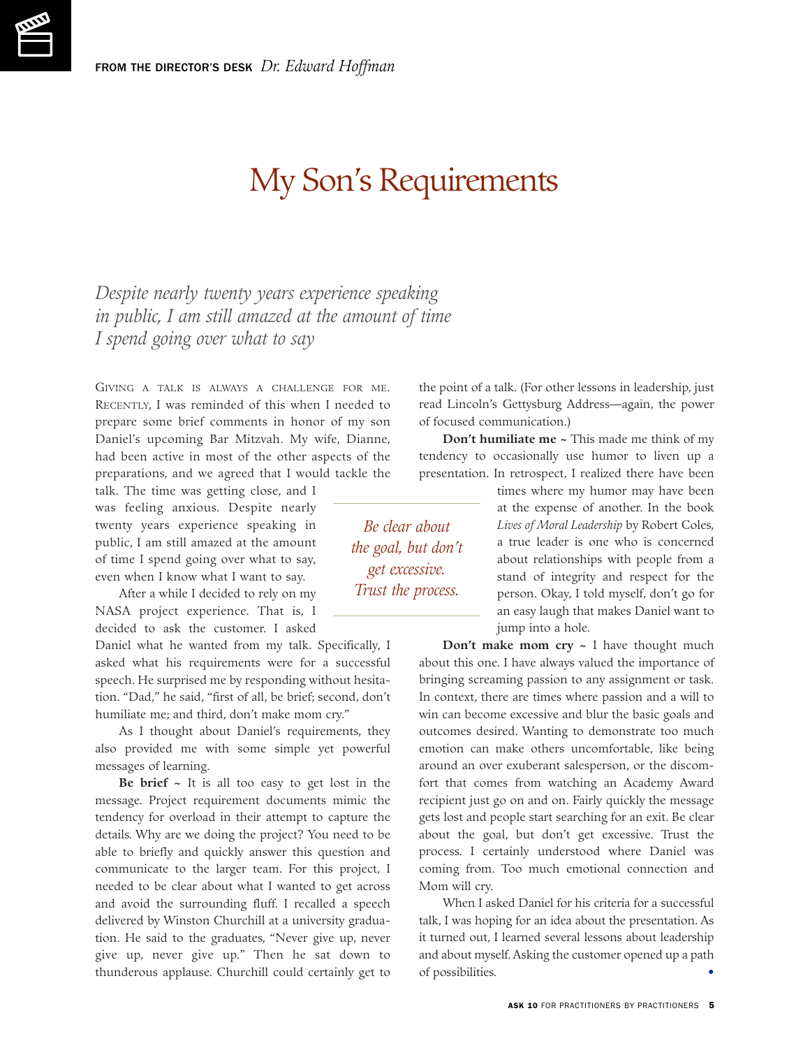FROM THE DIRECTOR'S DESK *Dr. Edward Hoffman*

# My Son's Requirements

*Despite nearly twenty years experience speaking in public, I am still amazed at the amount of time I spend going over what to say*

Giving a talk is always a challenge for me. Recently, I was reminded of this when I needed to prepare some brief comments in honor of my son Daniel's upcoming Bar Mitzvah. My wife, Dianne, had been active in most of the other aspects of the preparations, and we agreed that I would tackle the talk. The time was getting close, and I was feeling anxious. Despite nearly twenty years experience speaking in public, I am still amazed at the amount of time I spend going over what to say, even when I know what I want to say.

After a while I decided to rely on my NASA project experience. That is, I decided to ask the customer. I asked Daniel what he wanted from my talk. Specifically, I asked what his requirements were for a successful speech. He surprised me by responding without hesitation. "Dad," he said, "first of all, be brief; second, don't humiliate me; and third, don't make mom cry."

As I thought about Daniel's requirements, they also provided me with some simple yet powerful messages of learning.

**Be brief** ~ It is all too easy to get lost in the message. Project requirement documents mimic the tendency for overload in their attempt to capture the details. Why are we doing the project? You need to be able to briefly and quickly answer this question and communicate to the larger team. For this project, I needed to be clear about what I wanted to get across and avoid the surrounding fluff. I recalled a speech delivered by Winston Churchill at a university graduation. He said to the graduates, "Never give up, never give up, never give up." Then he sat down to thunderous applause. Churchill could certainly get to the point of a talk. (For other lessons in leadership, just read Lincoln's Gettysburg Address—again, the power of focused communication.)

**Don't humiliate me** ~ This made me think of my tendency to occasionally use humor to liven up a presentation. In retrospect, I realized there have been times where my humor may have been at the expense of another. In the book *Lives of Moral Leadership* by Robert Coles, a true leader is one who is concerned about relationships with people from a stand of integrity and respect for the person. Okay, I told myself, don't go for an easy laugh that makes Daniel want to jump into a hole.

*Be clear about the goal, but don't get excessive. Trust the process.*

**Don't make mom cry** ~ I have thought much about this one. I have always valued the importance of bringing screaming passion to any assignment or task. In context, there are times where passion and a will to win can become excessive and blur the basic goals and outcomes desired. Wanting to demonstrate too much emotion can make others uncomfortable, like being around an over exuberant salesperson, or the discomfort that comes from watching an Academy Award recipient just go on and on. Fairly quickly the message gets lost and people start searching for an exit. Be clear about the goal, but don't get excessive. Trust the process. I certainly understood where Daniel was coming from. Too much emotional connection and Mom will cry.

When I asked Daniel for his criteria for a successful talk, I was hoping for an idea about the presentation. As it turned out, I learned several lessons about leadership and about myself. Asking the customer opened up a path of possibilities.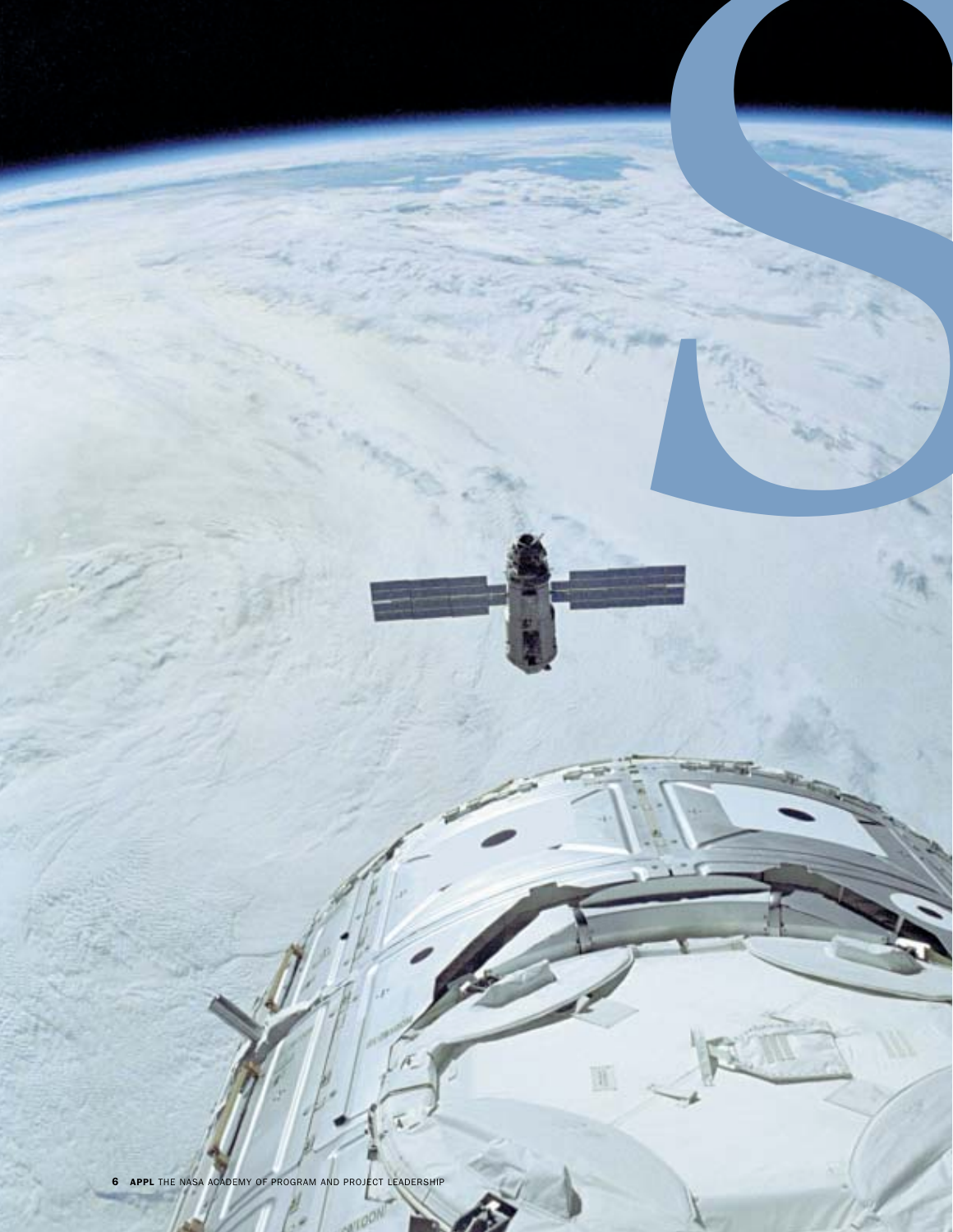S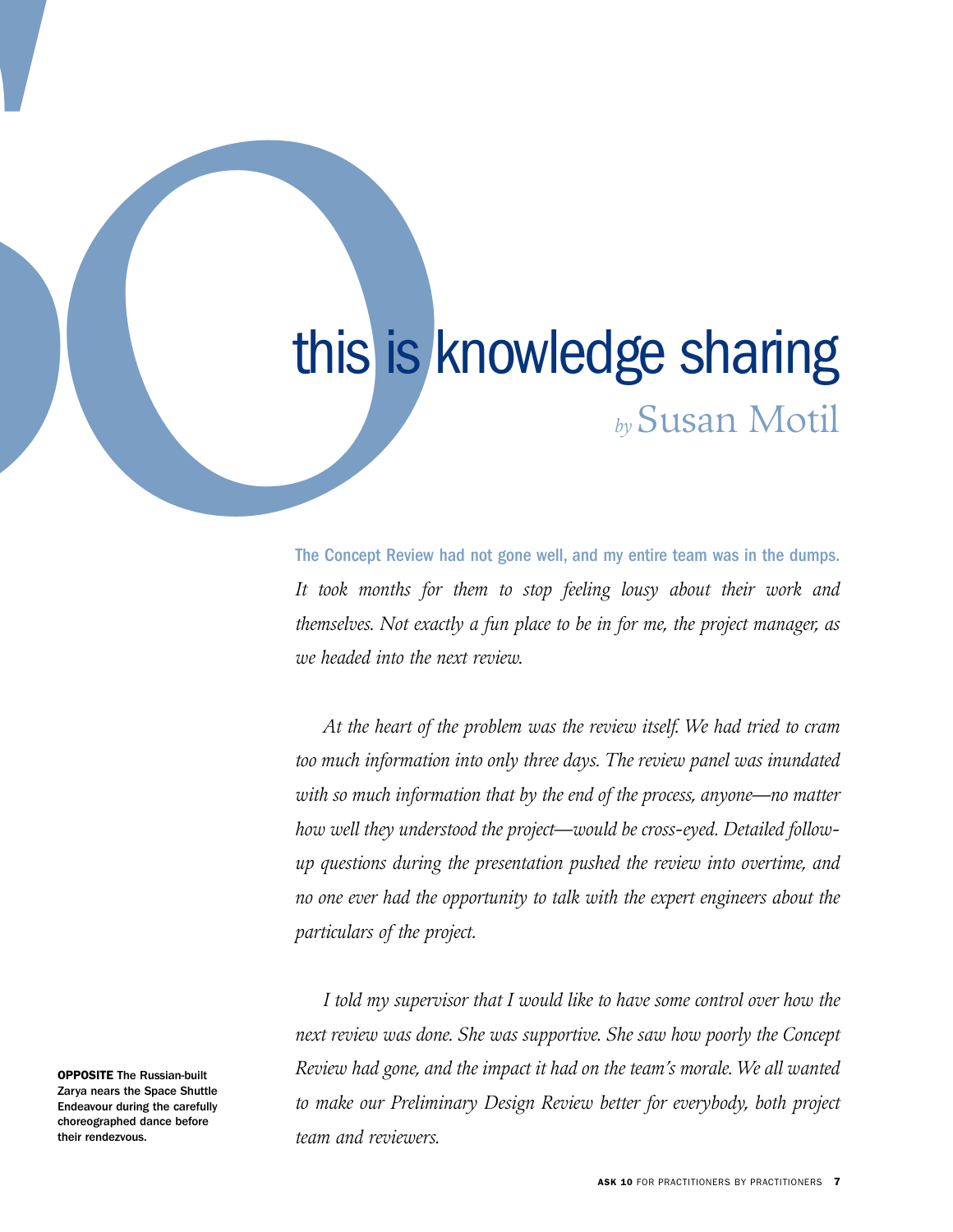# this is knowledge sharing

*by* Susan Motil

**The Concept Review had not gone well, and my entire team was in the dumps.** *It took months for them to stop feeling lousy about their work and themselves. Not exactly a fun place to be in for me, the project manager, as we headed into the next review.*

*At the heart of the problem was the review itself. We had tried to cram too much information into only three days. The review panel was inundated with so much information that by the end of the process, anyone—no matter how well they understood the project—would be cross-eyed. Detailed follow-up questions during the presentation pushed the review into overtime, and no one ever had the opportunity to talk with the expert engineers about the particulars of the project.*

*I told my supervisor that I would like to have some control over how the next review was done. She was supportive. She saw how poorly the Concept Review had gone, and the impact it had on the team's morale. We all wanted to make our Preliminary Design Review better for everybody, both project team and reviewers.*

**OPPOSITE** The Russian-built Zarya nears the Space Shuttle Endeavour during the carefully choreographed dance before their rendezvous.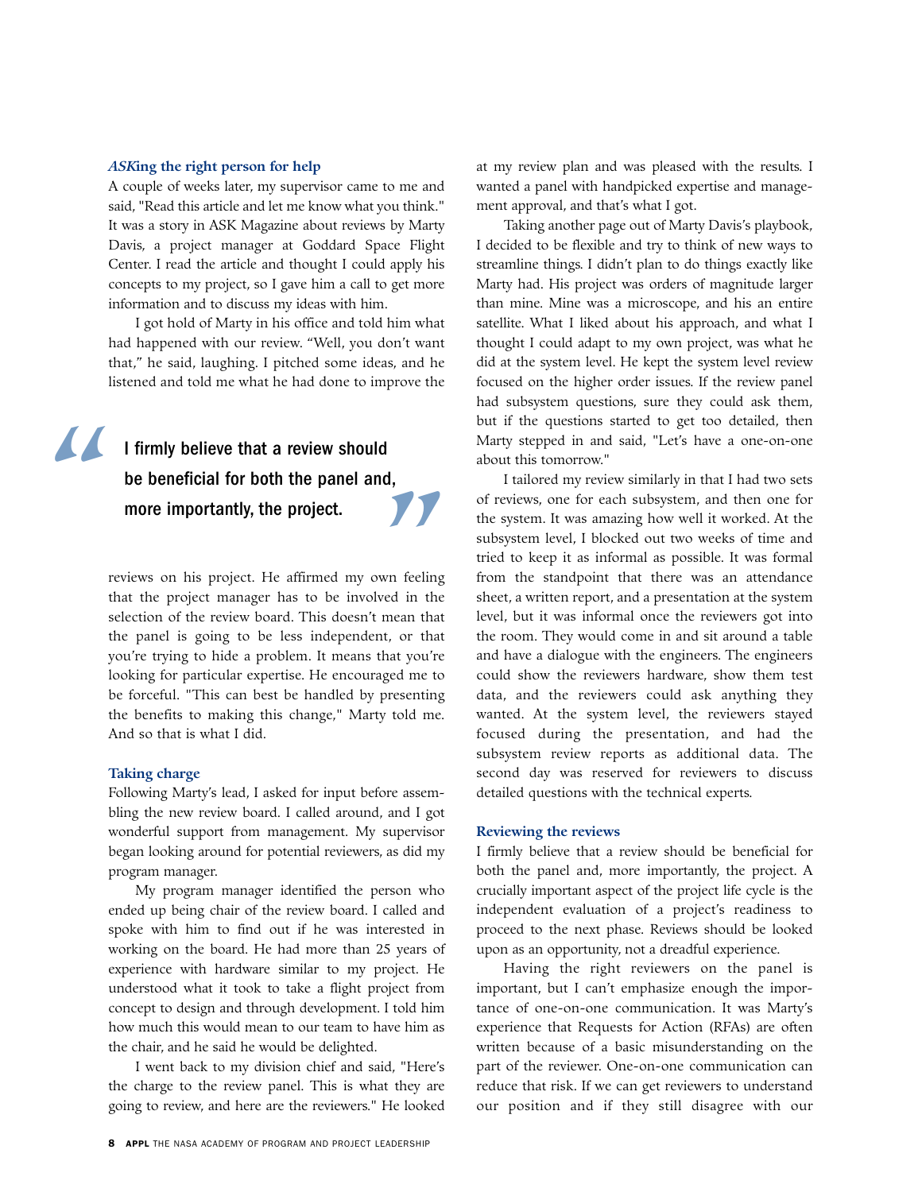### *ASK*ing the right person for help

A couple of weeks later, my supervisor came to me and said, "Read this article and let me know what you think." It was a story in ASK Magazine about reviews by Marty Davis, a project manager at Goddard Space Flight Center. I read the article and thought I could apply his concepts to my project, so I gave him a call to get more information and to discuss my ideas with him.

I got hold of Marty in his office and told him what had happened with our review. "Well, you don't want that," he said, laughing. I pitched some ideas, and he listened and told me what he had done to improve the reviews on his project. He affirmed my own feeling that the project manager has to be involved in the selection of the review board. This doesn't mean that the panel is going to be less independent, or that you're trying to hide a problem. It means that you're looking for particular expertise. He encouraged me to be forceful. "This can best be handled by presenting the benefits to making this change," Marty told me. And so that is what I did.

> "I firmly believe that a review should be beneficial for both the panel and, more importantly, the project."

### Taking charge

Following Marty's lead, I asked for input before assembling the new review board. I called around, and I got wonderful support from management. My supervisor began looking around for potential reviewers, as did my program manager.

My program manager identified the person who ended up being chair of the review board. I called and spoke with him to find out if he was interested in working on the board. He had more than 25 years of experience with hardware similar to my project. He understood what it took to take a flight project from concept to design and through development. I told him how much this would mean to our team to have him as the chair, and he said he would be delighted.

I went back to my division chief and said, "Here's the charge to the review panel. This is what they are going to review, and here are the reviewers." He looked at my review plan and was pleased with the results. I wanted a panel with handpicked expertise and management approval, and that's what I got.

Taking another page out of Marty Davis's playbook, I decided to be flexible and try to think of new ways to streamline things. I didn't plan to do things exactly like Marty had. His project was orders of magnitude larger than mine. Mine was a microscope, and his an entire satellite. What I liked about his approach, and what I thought I could adapt to my own project, was what he did at the system level. He kept the system level review focused on the higher order issues. If the review panel had subsystem questions, sure they could ask them, but if the questions started to get too detailed, then Marty stepped in and said, "Let's have a one-on-one about this tomorrow."

I tailored my review similarly in that I had two sets of reviews, one for each subsystem, and then one for the system. It was amazing how well it worked. At the subsystem level, I blocked out two weeks of time and tried to keep it as informal as possible. It was formal from the standpoint that there was an attendance sheet, a written report, and a presentation at the system level, but it was informal once the reviewers got into the room. They would come in and sit around a table and have a dialogue with the engineers. The engineers could show the reviewers hardware, show them test data, and the reviewers could ask anything they wanted. At the system level, the reviewers stayed focused during the presentation, and had the subsystem review reports as additional data. The second day was reserved for reviewers to discuss detailed questions with the technical experts.

### Reviewing the reviews

I firmly believe that a review should be beneficial for both the panel and, more importantly, the project. A crucially important aspect of the project life cycle is the independent evaluation of a project's readiness to proceed to the next phase. Reviews should be looked upon as an opportunity, not a dreadful experience.

Having the right reviewers on the panel is important, but I can't emphasize enough the importance of one-on-one communication. It was Marty's experience that Requests for Action (RFAs) are often written because of a basic misunderstanding on the part of the reviewer. One-on-one communication can reduce that risk. If we can get reviewers to understand our position and if they still disagree with our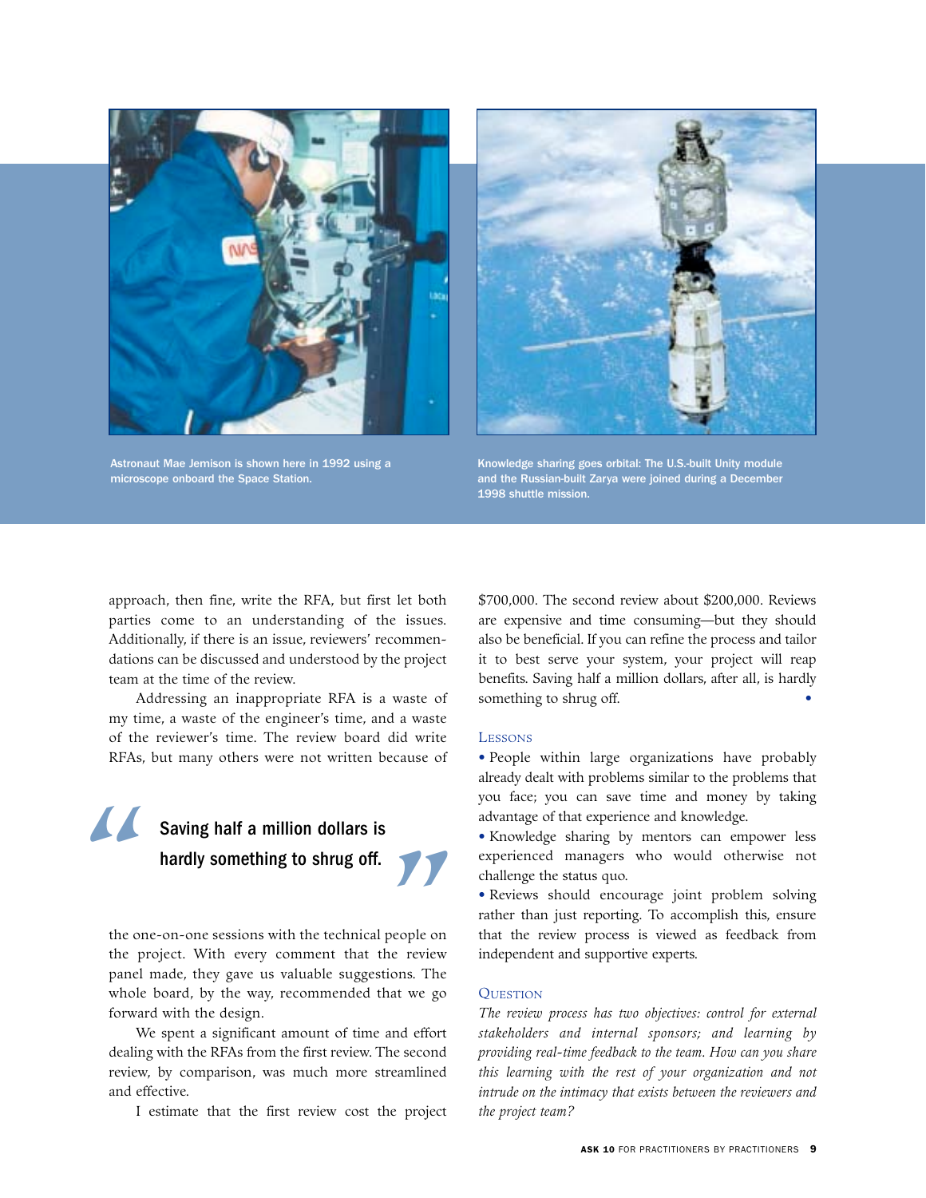Astronaut Mae Jemison is shown here in 1992 using a microscope onboard the Space Station.

Knowledge sharing goes orbital: The U.S.-built Unity module and the Russian-built Zarya were joined during a December 1998 shuttle mission.

approach, then fine, write the RFA, but first let both parties come to an understanding of the issues. Additionally, if there is an issue, reviewers' recommendations can be discussed and understood by the project team at the time of the review.

Addressing an inappropriate RFA is a waste of my time, a waste of the engineer's time, and a waste of the reviewer's time. The review board did write RFAs, but many others were not written because of the one-on-one sessions with the technical people on the project. With every comment that the review panel made, they gave us valuable suggestions. The whole board, by the way, recommended that we go forward with the design.

> **Saving half a million dollars is hardly something to shrug off.**

We spent a significant amount of time and effort dealing with the RFAs from the first review. The second review, by comparison, was much more streamlined and effective.

I estimate that the first review cost the project $700,000. The second review about $200,000. Reviews are expensive and time consuming—but they should also be beneficial. If you can refine the process and tailor it to best serve your system, your project will reap benefits. Saving half a million dollars, after all, is hardly something to shrug off.

### Lessons

- People within large organizations have probably already dealt with problems similar to the problems that you face; you can save time and money by taking advantage of that experience and knowledge.
- Knowledge sharing by mentors can empower less experienced managers who would otherwise not challenge the status quo.
- Reviews should encourage joint problem solving rather than just reporting. To accomplish this, ensure that the review process is viewed as feedback from independent and supportive experts.

### Question

*The review process has two objectives: control for external stakeholders and internal sponsors; and learning by providing real-time feedback to the team. How can you share this learning with the rest of your organization and not intrude on the intimacy that exists between the reviewers and the project team?*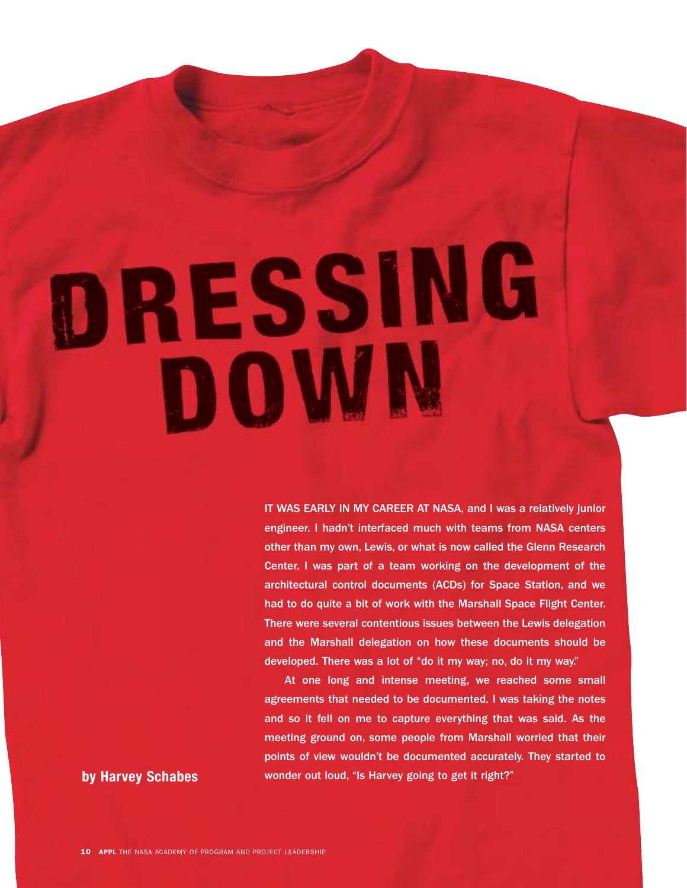# DRESSING DOWN

**by Harvey Schabes**

IT WAS EARLY IN MY CAREER AT NASA, and I was a relatively junior engineer. I hadn't interfaced much with teams from NASA centers other than my own, Lewis, or what is now called the Glenn Research Center. I was part of a team working on the development of the architectural control documents (ACDs) for Space Station, and we had to do quite a bit of work with the Marshall Space Flight Center. There were several contentious issues between the Lewis delegation and the Marshall delegation on how these documents should be developed. There was a lot of "do it my way; no, do it my way."

At one long and intense meeting, we reached some small agreements that needed to be documented. I was taking the notes and so it fell on me to capture everything that was said. As the meeting ground on, some people from Marshall worried that their points of view wouldn't be documented accurately. They started to wonder out loud, "Is Harvey going to get it right?"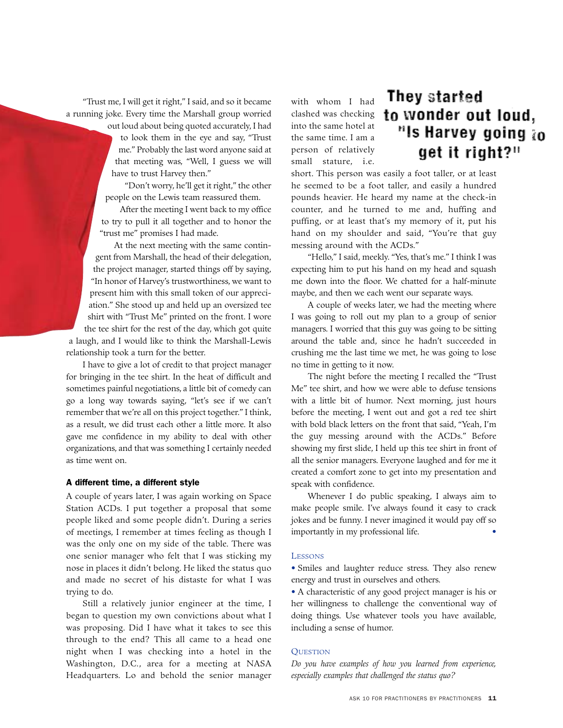"Trust me, I will get it right," I said, and so it became a running joke. Every time the Marshall group worried out loud about being quoted accurately, I had to look them in the eye and say, "Trust me." Probably the last word anyone said at that meeting was, "Well, I guess we will have to trust Harvey then."

"Don't worry, he'll get it right," the other people on the Lewis team reassured them.

After the meeting I went back to my office to try to pull it all together and to honor the "trust me" promises I had made.

At the next meeting with the same contingent from Marshall, the head of their delegation, the project manager, started things off by saying, "In honor of Harvey's trustworthiness, we want to present him with this small token of our appreciation." She stood up and held up an oversized tee shirt with "Trust Me" printed on the front. I wore the tee shirt for the rest of the day, which got quite a laugh, and I would like to think the Marshall-Lewis relationship took a turn for the better.

I have to give a lot of credit to that project manager for bringing in the tee shirt. In the heat of difficult and sometimes painful negotiations, a little bit of comedy can go a long way towards saying, "let's see if we can't remember that we're all on this project together." I think, as a result, we did trust each other a little more. It also gave me confidence in my ability to deal with other organizations, and that was something I certainly needed as time went on.

### A different time, a different style

A couple of years later, I was again working on Space Station ACDs. I put together a proposal that some people liked and some people didn't. During a series of meetings, I remember at times feeling as though I was the only one on my side of the table. There was one senior manager who felt that I was sticking my nose in places it didn't belong. He liked the status quo and made no secret of his distaste for what I was trying to do.

Still a relatively junior engineer at the time, I began to question my own convictions about what I was proposing. Did I have what it takes to see this through to the end? This all came to a head one night when I was checking into a hotel in the Washington, D.C., area for a meeting at NASA Headquarters. Lo and behold the senior manager with whom I had clashed was checking into the same hotel at the same time. I am a person of relatively small stature, i.e. short. This person was easily a foot taller, or at least he seemed to be a foot taller, and easily a hundred pounds heavier. He heard my name at the check-in counter, and he turned to me and, huffing and puffing, or at least that's my memory of it, put his hand on my shoulder and said, "You're that guy messing around with the ACDs."

**They started to wonder out loud, "Is Harvey going to get it right?"**

"Hello," I said, meekly. "Yes, that's me." I think I was expecting him to put his hand on my head and squash me down into the floor. We chatted for a half-minute maybe, and then we each went our separate ways.

A couple of weeks later, we had the meeting where I was going to roll out my plan to a group of senior managers. I worried that this guy was going to be sitting around the table and, since he hadn't succeeded in crushing me the last time we met, he was going to lose no time in getting to it now.

The night before the meeting I recalled the "Trust Me" tee shirt, and how we were able to defuse tensions with a little bit of humor. Next morning, just hours before the meeting, I went out and got a red tee shirt with bold black letters on the front that said, "Yeah, I'm the guy messing around with the ACDs." Before showing my first slide, I held up this tee shirt in front of all the senior managers. Everyone laughed and for me it created a comfort zone to get into my presentation and speak with confidence.

Whenever I do public speaking, I always aim to make people smile. I've always found it easy to crack jokes and be funny. I never imagined it would pay off so importantly in my professional life. •

### Lessons

- Smiles and laughter reduce stress. They also renew energy and trust in ourselves and others.
- A characteristic of any good project manager is his or her willingness to challenge the conventional way of doing things. Use whatever tools you have available, including a sense of humor.

### Question

*Do you have examples of how you learned from experience, especially examples that challenged the status quo?*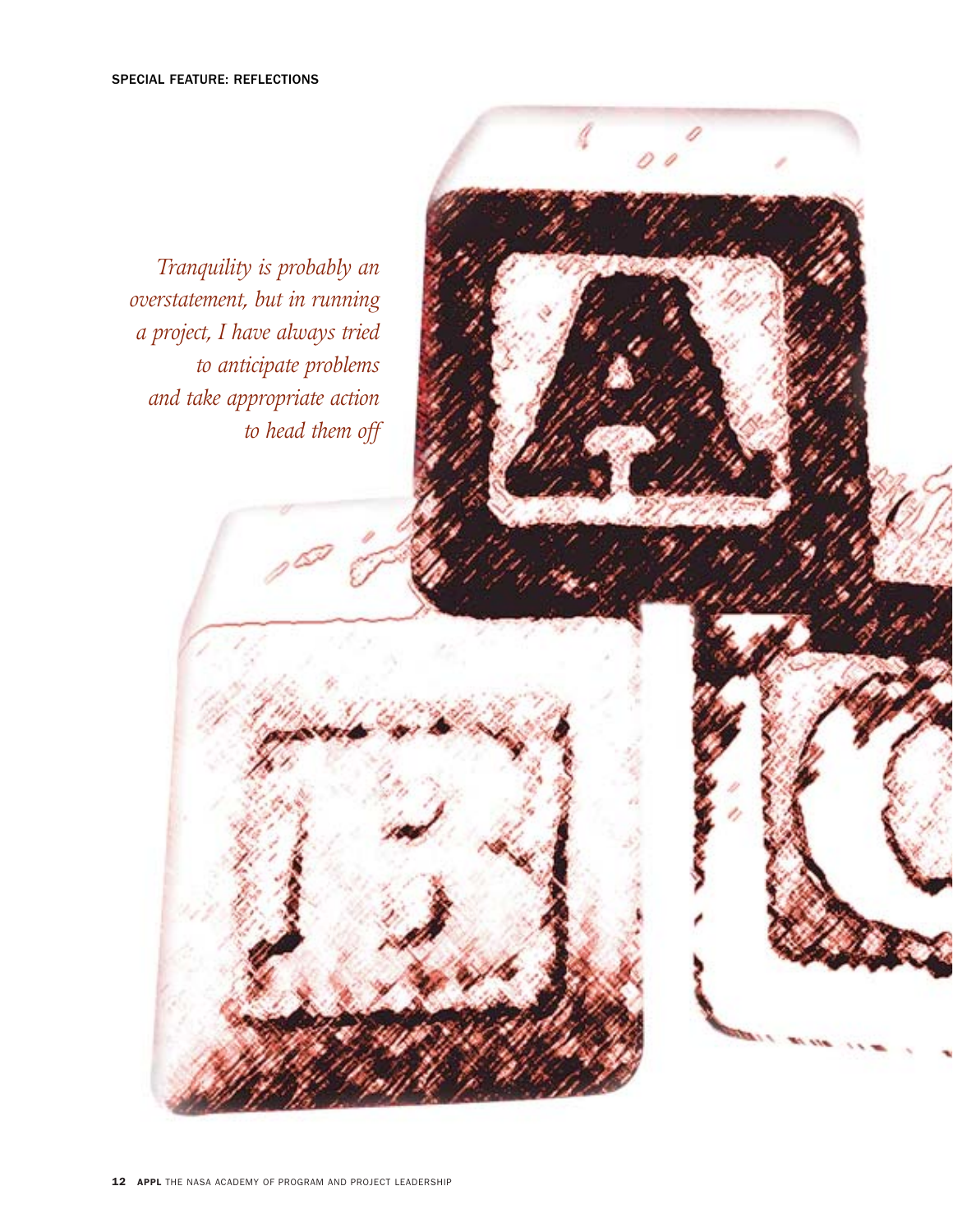*Tranquility is probably an overstatement, but in running a project, I have always tried to anticipate problems and take appropriate action to head them off*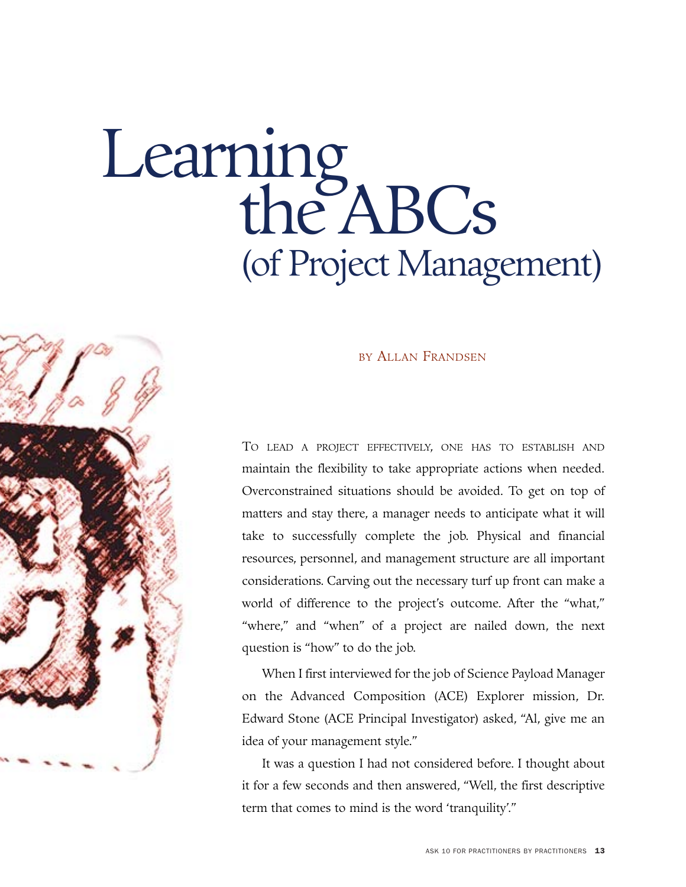# Learning the ABCs (of Project Management)

BY ALLAN FRANDSEN

TO LEAD A PROJECT EFFECTIVELY, ONE HAS TO ESTABLISH AND maintain the flexibility to take appropriate actions when needed. Overconstrained situations should be avoided. To get on top of matters and stay there, a manager needs to anticipate what it will take to successfully complete the job. Physical and financial resources, personnel, and management structure are all important considerations. Carving out the necessary turf up front can make a world of difference to the project's outcome. After the "what," "where," and "when" of a project are nailed down, the next question is "how" to do the job.

When I first interviewed for the job of Science Payload Manager on the Advanced Composition (ACE) Explorer mission, Dr. Edward Stone (ACE Principal Investigator) asked, "Al, give me an idea of your management style."

It was a question I had not considered before. I thought about it for a few seconds and then answered, "Well, the first descriptive term that comes to mind is the word 'tranquility'."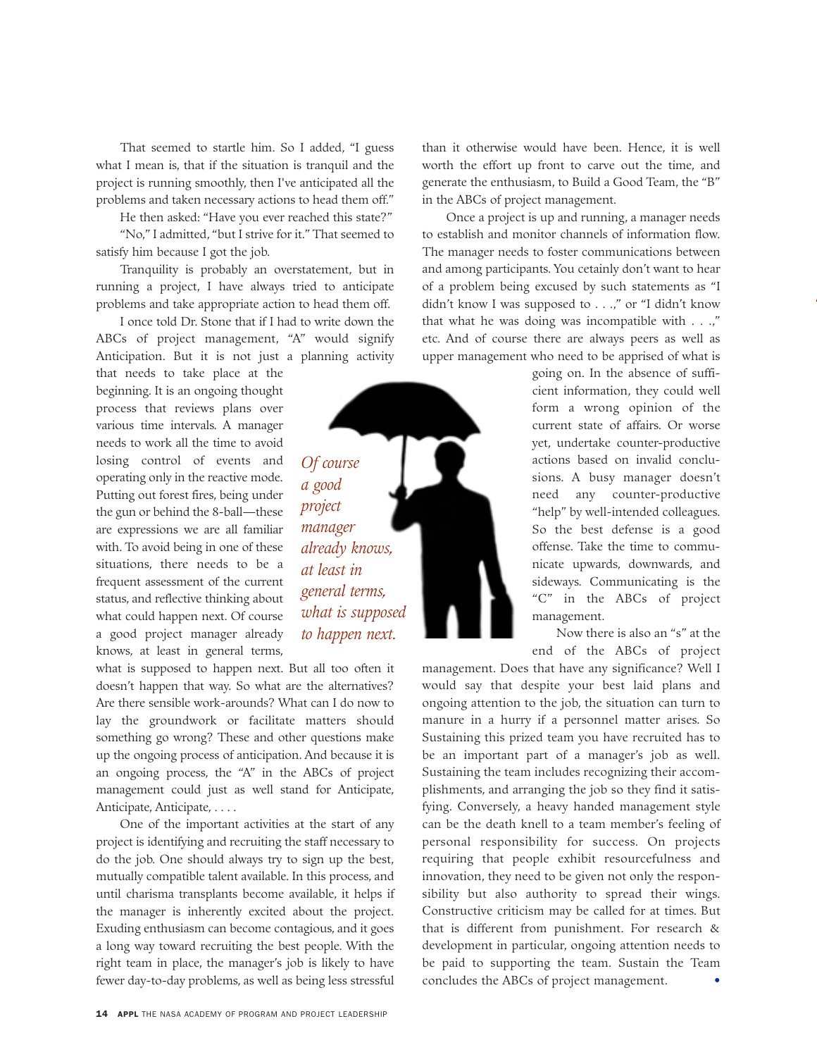That seemed to startle him. So I added, "I guess what I mean is, that if the situation is tranquil and the project is running smoothly, then I've anticipated all the problems and taken necessary actions to head them off."

He then asked: "Have you ever reached this state?"

"No," I admitted, "but I strive for it." That seemed to satisfy him because I got the job.

Tranquility is probably an overstatement, but in running a project, I have always tried to anticipate problems and take appropriate action to head them off.

I once told Dr. Stone that if I had to write down the ABCs of project management, "A" would signify Anticipation. But it is not just a planning activity that needs to take place at the beginning. It is an ongoing thought process that reviews plans over various time intervals. A manager needs to work all the time to avoid losing control of events and operating only in the reactive mode. Putting out forest fires, being under the gun or behind the 8-ball—these are expressions we are all familiar with. To avoid being in one of these situations, there needs to be a frequent assessment of the current status, and reflective thinking about what could happen next. Of course a good project manager already knows, at least in general terms, what is supposed to happen next. But all too often it doesn't happen that way. So what are the alternatives? Are there sensible work-arounds? What can I do now to lay the groundwork or facilitate matters should something go wrong? These and other questions make up the ongoing process of anticipation. And because it is an ongoing process, the "A" in the ABCs of project management could just as well stand for Anticipate, Anticipate, Anticipate, . . . .

*Of course a good project manager already knows, at least in general terms, what is supposed to happen next.*

One of the important activities at the start of any project is identifying and recruiting the staff necessary to do the job. One should always try to sign up the best, mutually compatible talent available. In this process, and until charisma transplants become available, it helps if the manager is inherently excited about the project. Exuding enthusiasm can become contagious, and it goes a long way toward recruiting the best people. With the right team in place, the manager's job is likely to have fewer day-to-day problems, as well as being less stressful than it otherwise would have been. Hence, it is well worth the effort up front to carve out the time, and generate the enthusiasm, to Build a Good Team, the "B" in the ABCs of project management.

Once a project is up and running, a manager needs to establish and monitor channels of information flow. The manager needs to foster communications between and among participants. You cetainly don't want to hear of a problem being excused by such statements as "I didn't know I was supposed to . . .," or "I didn't know that what he was doing was incompatible with . . .," etc. And of course there are always peers as well as upper management who need to be apprised of what is going on. In the absence of sufficient information, they could well form a wrong opinion of the current state of affairs. Or worse yet, undertake counter-productive actions based on invalid conclusions. A busy manager doesn't need any counter-productive "help" by well-intended colleagues. So the best defense is a good offense. Take the time to communicate upwards, downwards, and sideways. Communicating is the "C" in the ABCs of project management.

Now there is also an "s" at the end of the ABCs of project management. Does that have any significance? Well I would say that despite your best laid plans and ongoing attention to the job, the situation can turn to manure in a hurry if a personnel matter arises. So Sustaining this prized team you have recruited has to be an important part of a manager's job as well. Sustaining the team includes recognizing their accomplishments, and arranging the job so they find it satisfying. Conversely, a heavy handed management style can be the death knell to a team member's feeling of personal responsibility for success. On projects requiring that people exhibit resourcefulness and innovation, they need to be given not only the responsibility but also authority to spread their wings. Constructive criticism may be called for at times. But that is different from punishment. For research & development in particular, ongoing attention needs to be paid to supporting the team. Sustain the Team concludes the ABCs of project management. •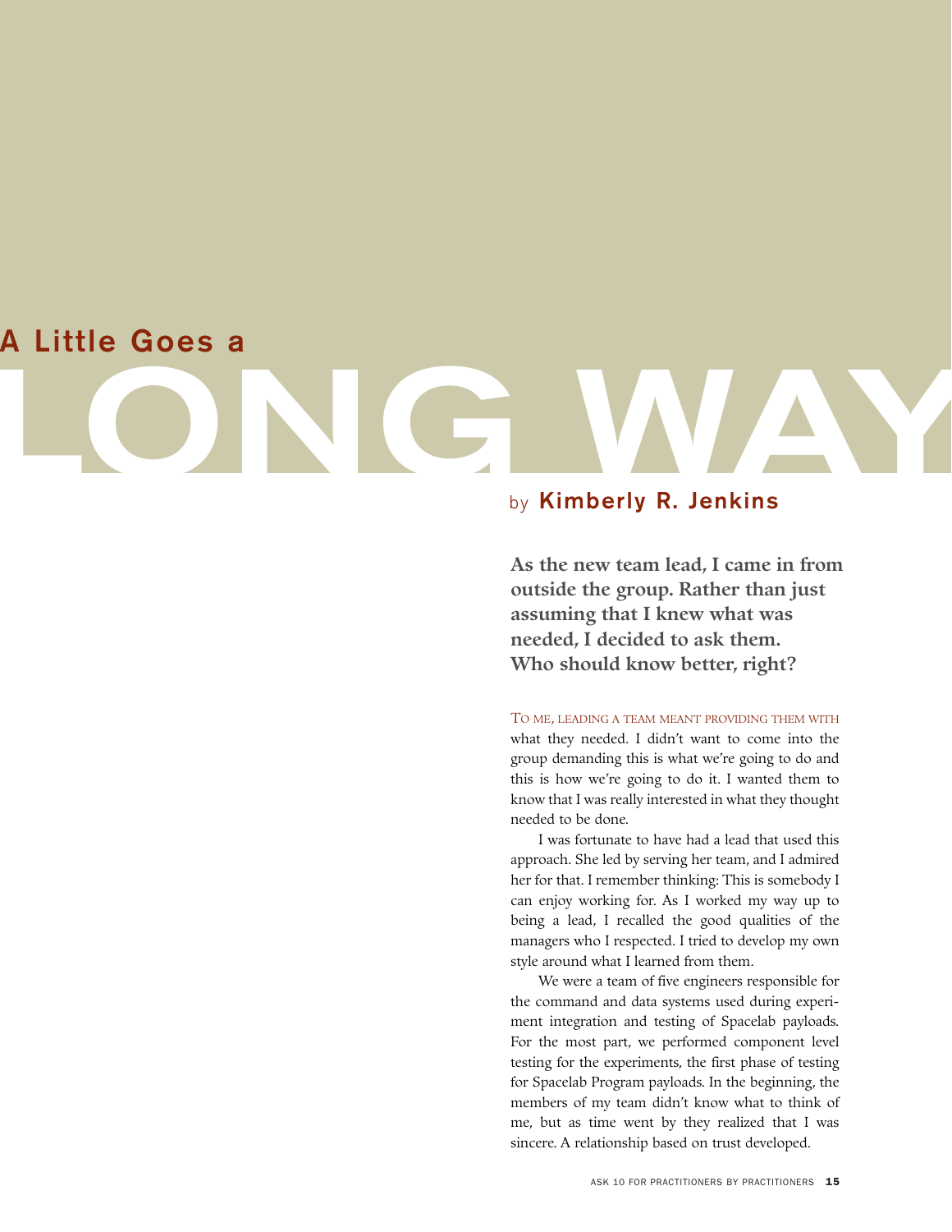# A Little Goes a LONG WAY

by **Kimberly R. Jenkins**

**As the new team lead, I came in from outside the group. Rather than just assuming that I knew what was needed, I decided to ask them. Who should know better, right?**

To me, leading a team meant providing them with what they needed. I didn't want to come into the group demanding this is what we're going to do and this is how we're going to do it. I wanted them to know that I was really interested in what they thought needed to be done.

I was fortunate to have had a lead that used this approach. She led by serving her team, and I admired her for that. I remember thinking: This is somebody I can enjoy working for. As I worked my way up to being a lead, I recalled the good qualities of the managers who I respected. I tried to develop my own style around what I learned from them.

We were a team of five engineers responsible for the command and data systems used during experiment integration and testing of Spacelab payloads. For the most part, we performed component level testing for the experiments, the first phase of testing for Spacelab Program payloads. In the beginning, the members of my team didn't know what to think of me, but as time went by they realized that I was sincere. A relationship based on trust developed.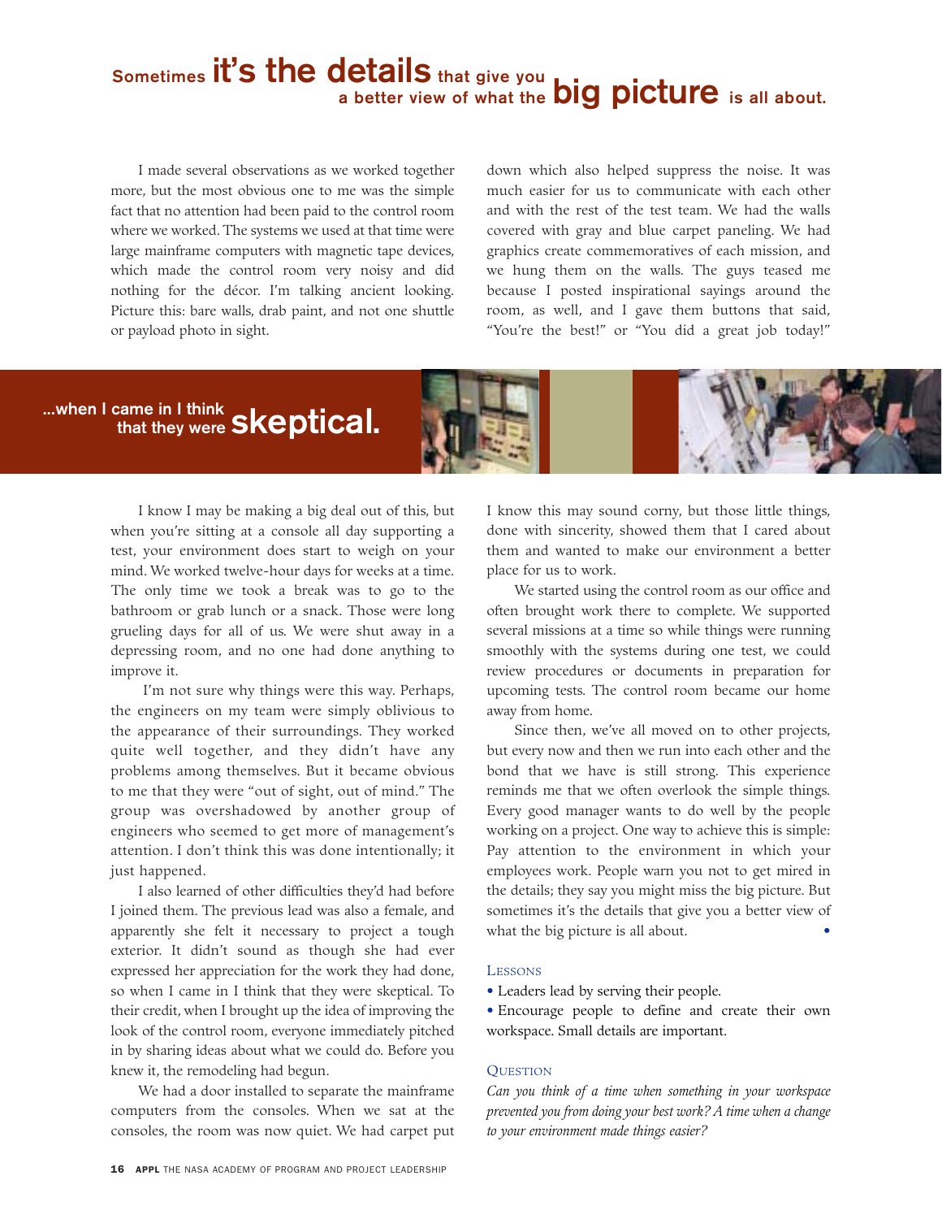## Sometimes it's the details that give you a better view of what the big picture is all about.

I made several observations as we worked together more, but the most obvious one to me was the simple fact that no attention had been paid to the control room where we worked. The systems we used at that time were large mainframe computers with magnetic tape devices, which made the control room very noisy and did nothing for the décor. I'm talking ancient looking. Picture this: bare walls, drab paint, and not one shuttle or payload photo in sight.

I know I may be making a big deal out of this, but when you're sitting at a console all day supporting a test, your environment does start to weigh on your mind. We worked twelve-hour days for weeks at a time. The only time we took a break was to go to the bathroom or grab lunch or a snack. Those were long grueling days for all of us. We were shut away in a depressing room, and no one had done anything to improve it.

I'm not sure why things were this way. Perhaps, the engineers on my team were simply oblivious to the appearance of their surroundings. They worked quite well together, and they didn't have any problems among themselves. But it became obvious to me that they were "out of sight, out of mind." The group was overshadowed by another group of engineers who seemed to get more of management's attention. I don't think this was done intentionally; it just happened.

I also learned of other difficulties they'd had before I joined them. The previous lead was also a female, and apparently she felt it necessary to project a tough exterior. It didn't sound as though she had ever expressed her appreciation for the work they had done, so when I came in I think that they were skeptical. To their credit, when I brought up the idea of improving the look of the control room, everyone immediately pitched in by sharing ideas about what we could do. Before you knew it, the remodeling had begun.

### ...when I came in I think that they were skeptical.

We had a door installed to separate the mainframe computers from the consoles. When we sat at the consoles, the room was now quiet. We had carpet put down which also helped suppress the noise. It was much easier for us to communicate with each other and with the rest of the test team. We had the walls covered with gray and blue carpet paneling. We had graphics create commemoratives of each mission, and we hung them on the walls. The guys teased me because I posted inspirational sayings around the room, as well, and I gave them buttons that said, "You're the best!" or "You did a great job today!" I know this may sound corny, but those little things, done with sincerity, showed them that I cared about them and wanted to make our environment a better place for us to work.

We started using the control room as our office and often brought work there to complete. We supported several missions at a time so while things were running smoothly with the systems during one test, we could review procedures or documents in preparation for upcoming tests. The control room became our home away from home.

Since then, we've all moved on to other projects, but every now and then we run into each other and the bond that we have is still strong. This experience reminds me that we often overlook the simple things. Every good manager wants to do well by the people working on a project. One way to achieve this is simple: Pay attention to the environment in which your employees work. People warn you not to get mired in the details; they say you might miss the big picture. But sometimes it's the details that give you a better view of what the big picture is all about. •

### Lessons

- Leaders lead by serving their people.
- Encourage people to define and create their own workspace. Small details are important.

### Question

*Can you think of a time when something in your workspace prevented you from doing your best work? A time when a change to your environment made things easier?*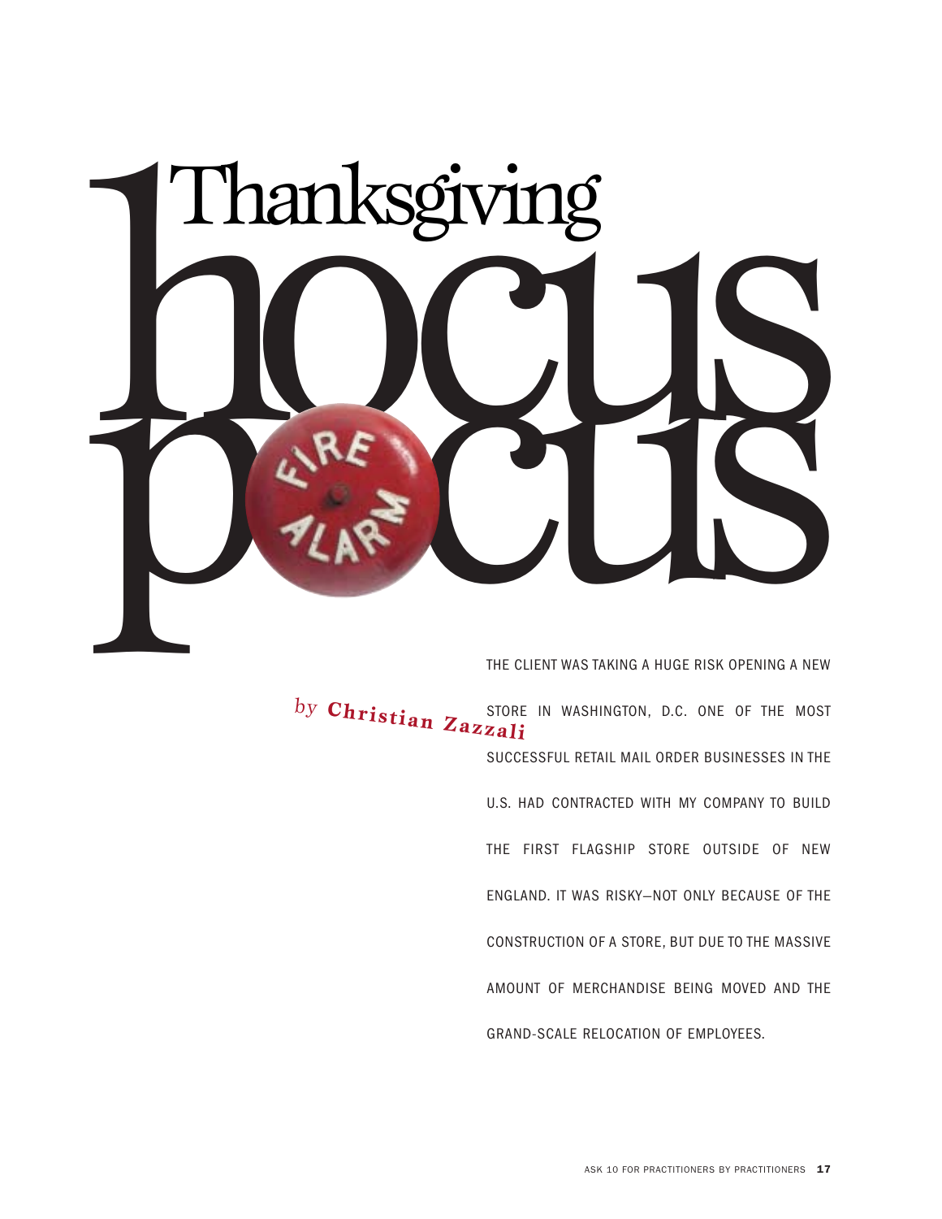# Thanksgiving hocus pocus

*by* **Christian Zazzali**

THE CLIENT WAS TAKING A HUGE RISK OPENING A NEW STORE IN WASHINGTON, D.C. ONE OF THE MOST SUCCESSFUL RETAIL MAIL ORDER BUSINESSES IN THE U.S. HAD CONTRACTED WITH MY COMPANY TO BUILD THE FIRST FLAGSHIP STORE OUTSIDE OF NEW ENGLAND. IT WAS RISKY—NOT ONLY BECAUSE OF THE CONSTRUCTION OF A STORE, BUT DUE TO THE MASSIVE AMOUNT OF MERCHANDISE BEING MOVED AND THE GRAND-SCALE RELOCATION OF EMPLOYEES.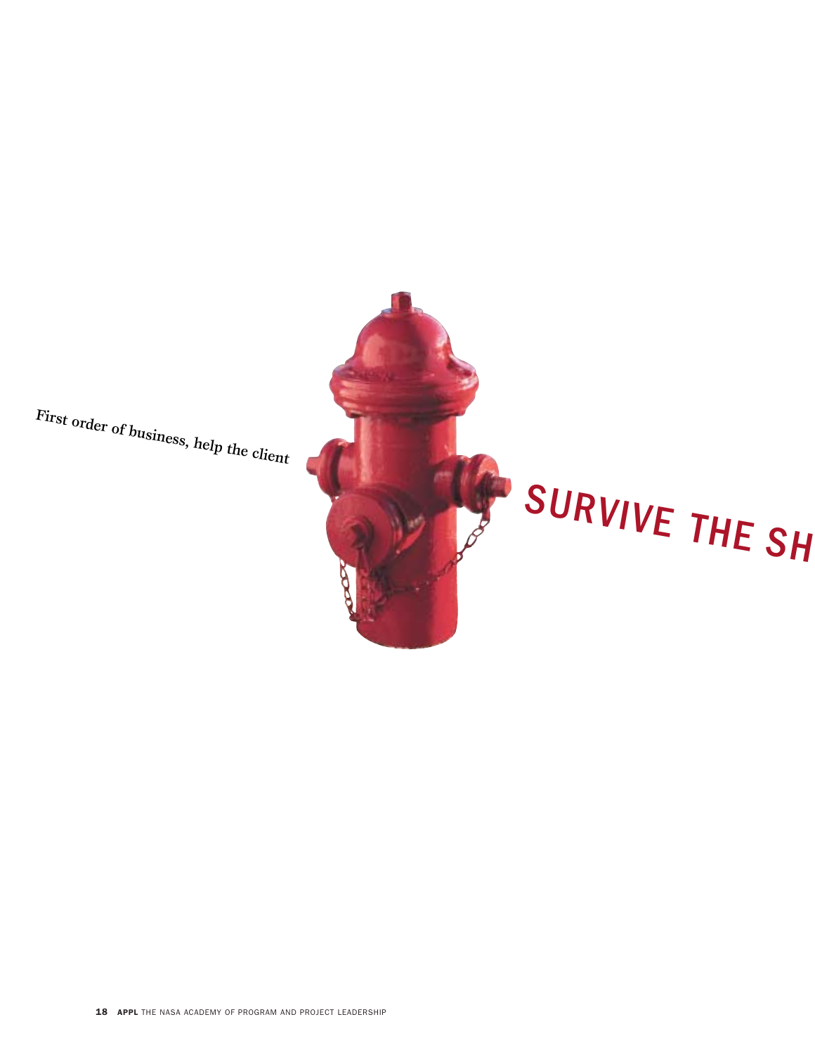First order of business, help the client

# SURVIVE THE SH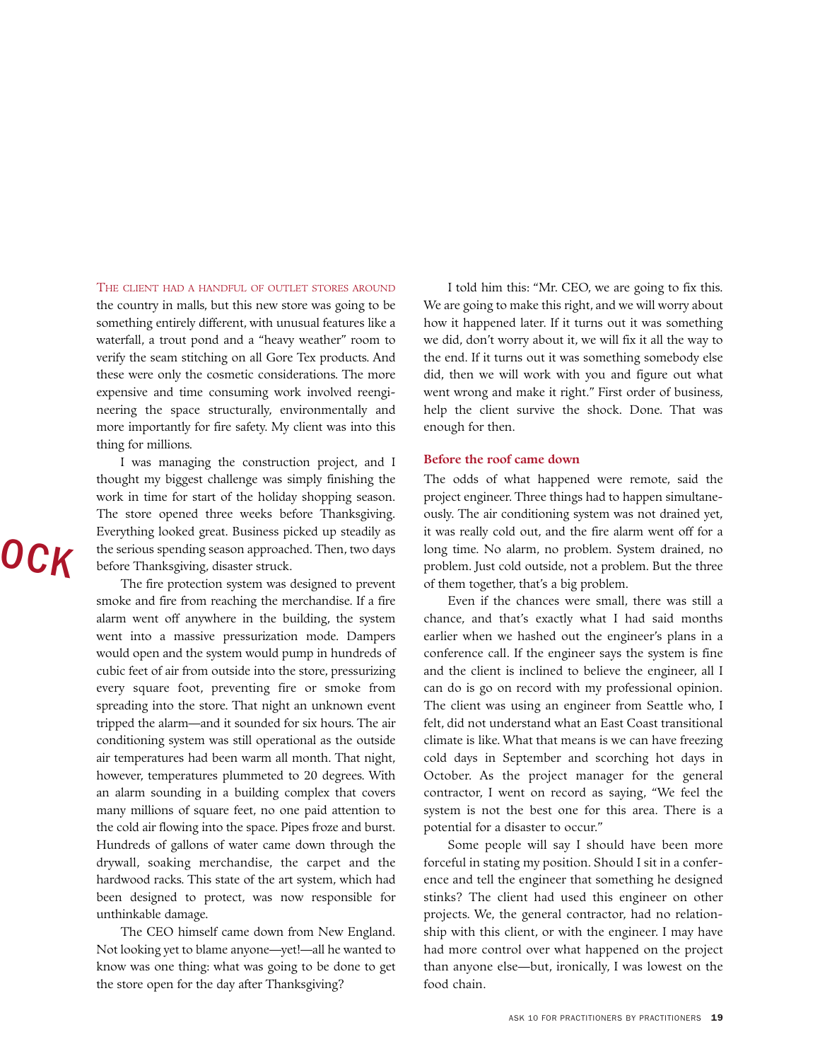THE CLIENT HAD A HANDFUL OF OUTLET STORES AROUND the country in malls, but this new store was going to be something entirely different, with unusual features like a waterfall, a trout pond and a "heavy weather" room to verify the seam stitching on all Gore Tex products. And these were only the cosmetic considerations. The more expensive and time consuming work involved reengineering the space structurally, environmentally and more importantly for fire safety. My client was into this thing for millions.

I was managing the construction project, and I thought my biggest challenge was simply finishing the work in time for start of the holiday shopping season. The store opened three weeks before Thanksgiving. Everything looked great. Business picked up steadily as the serious spending season approached. Then, two days before Thanksgiving, disaster struck.

The fire protection system was designed to prevent smoke and fire from reaching the merchandise. If a fire alarm went off anywhere in the building, the system went into a massive pressurization mode. Dampers would open and the system would pump in hundreds of cubic feet of air from outside into the store, pressurizing every square foot, preventing fire or smoke from spreading into the store. That night an unknown event tripped the alarm—and it sounded for six hours. The air conditioning system was still operational as the outside air temperatures had been warm all month. That night, however, temperatures plummeted to 20 degrees. With an alarm sounding in a building complex that covers many millions of square feet, no one paid attention to the cold air flowing into the space. Pipes froze and burst. Hundreds of gallons of water came down through the drywall, soaking merchandise, the carpet and the hardwood racks. This state of the art system, which had been designed to protect, was now responsible for unthinkable damage.

The CEO himself came down from New England. Not looking yet to blame anyone—yet!—all he wanted to know was one thing: what was going to be done to get the store open for the day after Thanksgiving?

I told him this: "Mr. CEO, we are going to fix this. We are going to make this right, and we will worry about how it happened later. If it turns out it was something we did, don't worry about it, we will fix it all the way to the end. If it turns out it was something somebody else did, then we will work with you and figure out what went wrong and make it right." First order of business, help the client survive the shock. Done. That was enough for then.

## Before the roof came down

The odds of what happened were remote, said the project engineer. Three things had to happen simultaneously. The air conditioning system was not drained yet, it was really cold out, and the fire alarm went off for a long time. No alarm, no problem. System drained, no problem. Just cold outside, not a problem. But the three of them together, that's a big problem.

Even if the chances were small, there was still a chance, and that's exactly what I had said months earlier when we hashed out the engineer's plans in a conference call. If the engineer says the system is fine and the client is inclined to believe the engineer, all I can do is go on record with my professional opinion. The client was using an engineer from Seattle who, I felt, did not understand what an East Coast transitional climate is like. What that means is we can have freezing cold days in September and scorching hot days in October. As the project manager for the general contractor, I went on record as saying, "We feel the system is not the best one for this area. There is a potential for a disaster to occur."

Some people will say I should have been more forceful in stating my position. Should I sit in a conference and tell the engineer that something he designed stinks? The client had used this engineer on other projects. We, the general contractor, had no relationship with this client, or with the engineer. I may have had more control over what happened on the project than anyone else—but, ironically, I was lowest on the food chain.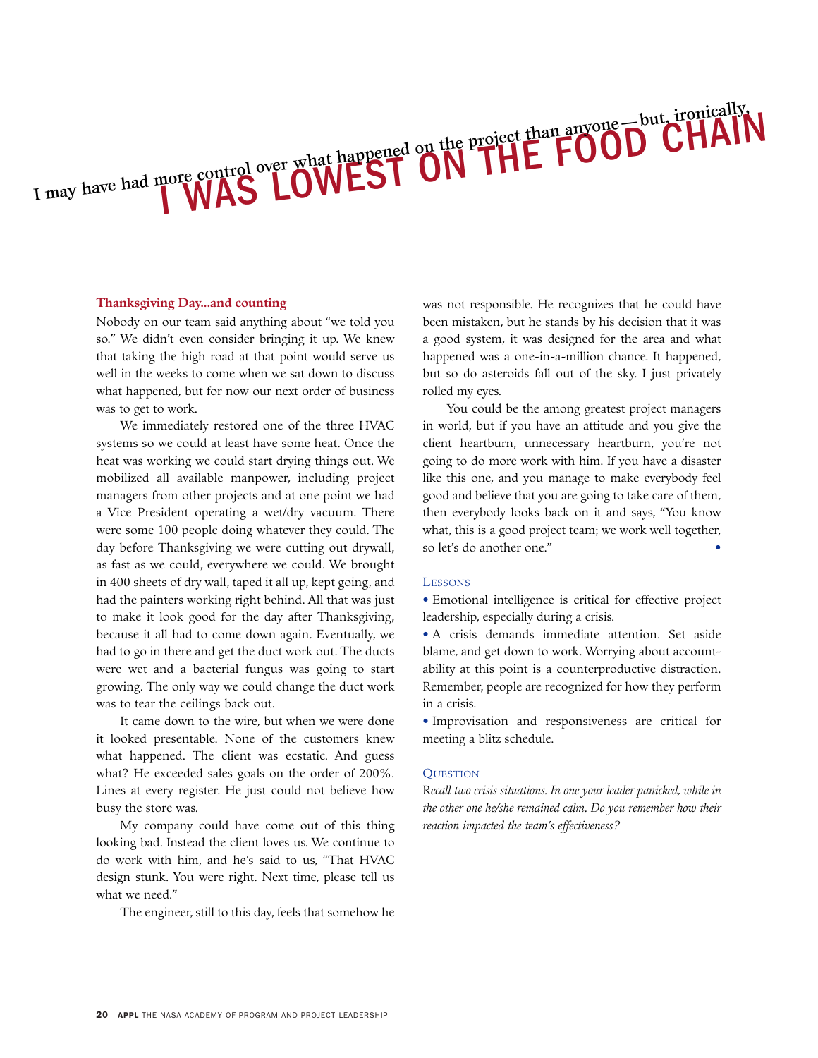# I may have had more control over what happened on the project than anyone—but, ironically, I WAS LOWEST ON THE FOOD CHAIN

### Thanksgiving Day...and counting

Nobody on our team said anything about "we told you so." We didn't even consider bringing it up. We knew that taking the high road at that point would serve us well in the weeks to come when we sat down to discuss what happened, but for now our next order of business was to get to work.

We immediately restored one of the three HVAC systems so we could at least have some heat. Once the heat was working we could start drying things out. We mobilized all available manpower, including project managers from other projects and at one point we had a Vice President operating a wet/dry vacuum. There were some 100 people doing whatever they could. The day before Thanksgiving we were cutting out drywall, as fast as we could, everywhere we could. We brought in 400 sheets of dry wall, taped it all up, kept going, and had the painters working right behind. All that was just to make it look good for the day after Thanksgiving, because it all had to come down again. Eventually, we had to go in there and get the duct work out. The ducts were wet and a bacterial fungus was going to start growing. The only way we could change the duct work was to tear the ceilings back out.

It came down to the wire, but when we were done it looked presentable. None of the customers knew what happened. The client was ecstatic. And guess what? He exceeded sales goals on the order of 200%. Lines at every register. He just could not believe how busy the store was.

My company could have come out of this thing looking bad. Instead the client loves us. We continue to do work with him, and he's said to us, "That HVAC design stunk. You were right. Next time, please tell us what we need."

The engineer, still to this day, feels that somehow he was not responsible. He recognizes that he could have been mistaken, but he stands by his decision that it was a good system, it was designed for the area and what happened was a one-in-a-million chance. It happened, but so do asteroids fall out of the sky. I just privately rolled my eyes.

You could be the among greatest project managers in world, but if you have an attitude and you give the client heartburn, unnecessary heartburn, you're not going to do more work with him. If you have a disaster like this one, and you manage to make everybody feel good and believe that you are going to take care of them, then everybody looks back on it and says, "You know what, this is a good project team; we work well together, so let's do another one." •

### Lessons

- Emotional intelligence is critical for effective project leadership, especially during a crisis.
- A crisis demands immediate attention. Set aside blame, and get down to work. Worrying about accountability at this point is a counterproductive distraction. Remember, people are recognized for how they perform in a crisis.
- Improvisation and responsiveness are critical for meeting a blitz schedule.

### Question

*Recall two crisis situations. In one your leader panicked, while in the other one he/she remained calm. Do you remember how their reaction impacted the team's effectiveness?*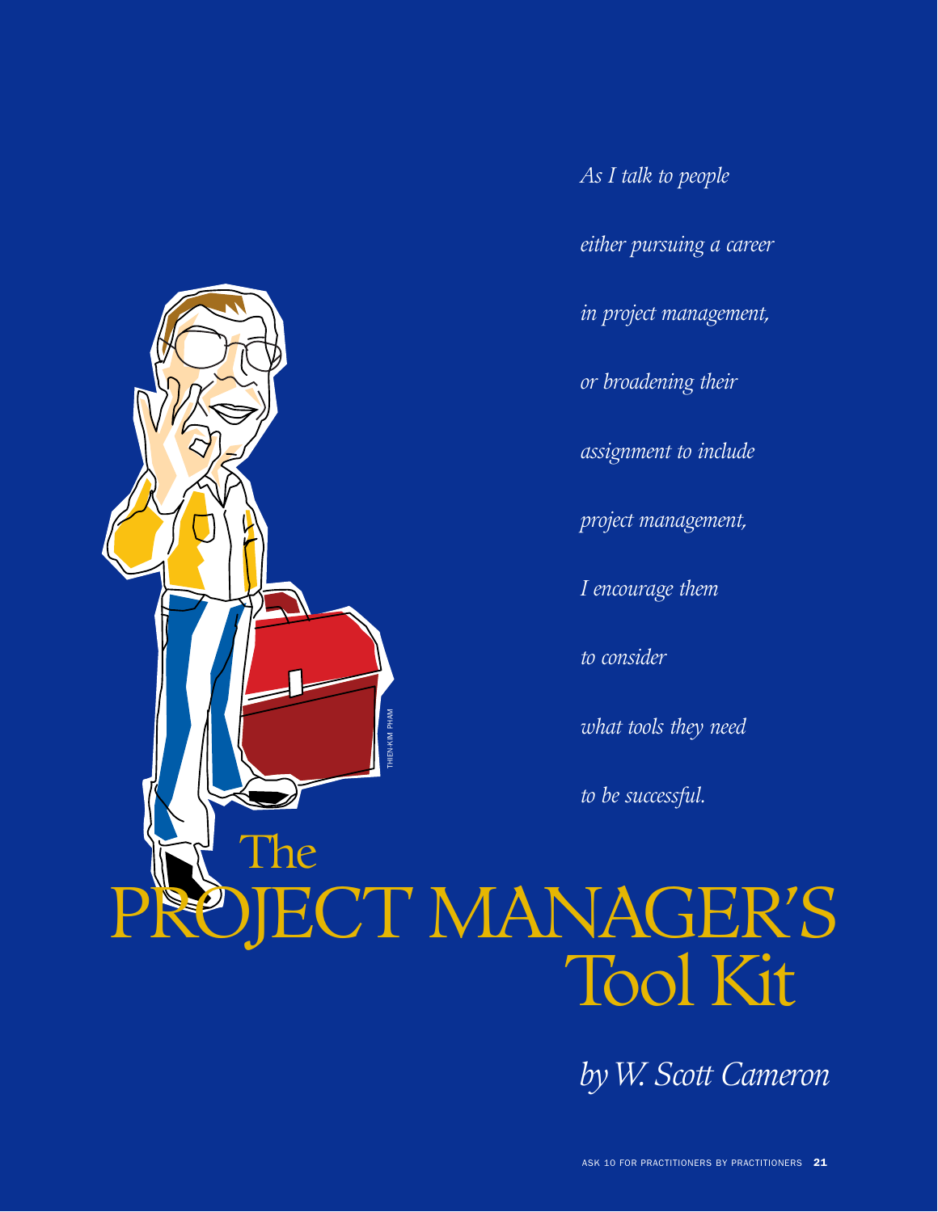# The PROJECT MANAGER'S Tool Kit

*by W. Scott Cameron*

*As I talk to people either pursuing a career in project management, or broadening their assignment to include project management, I encourage them to consider what tools they need to be successful.*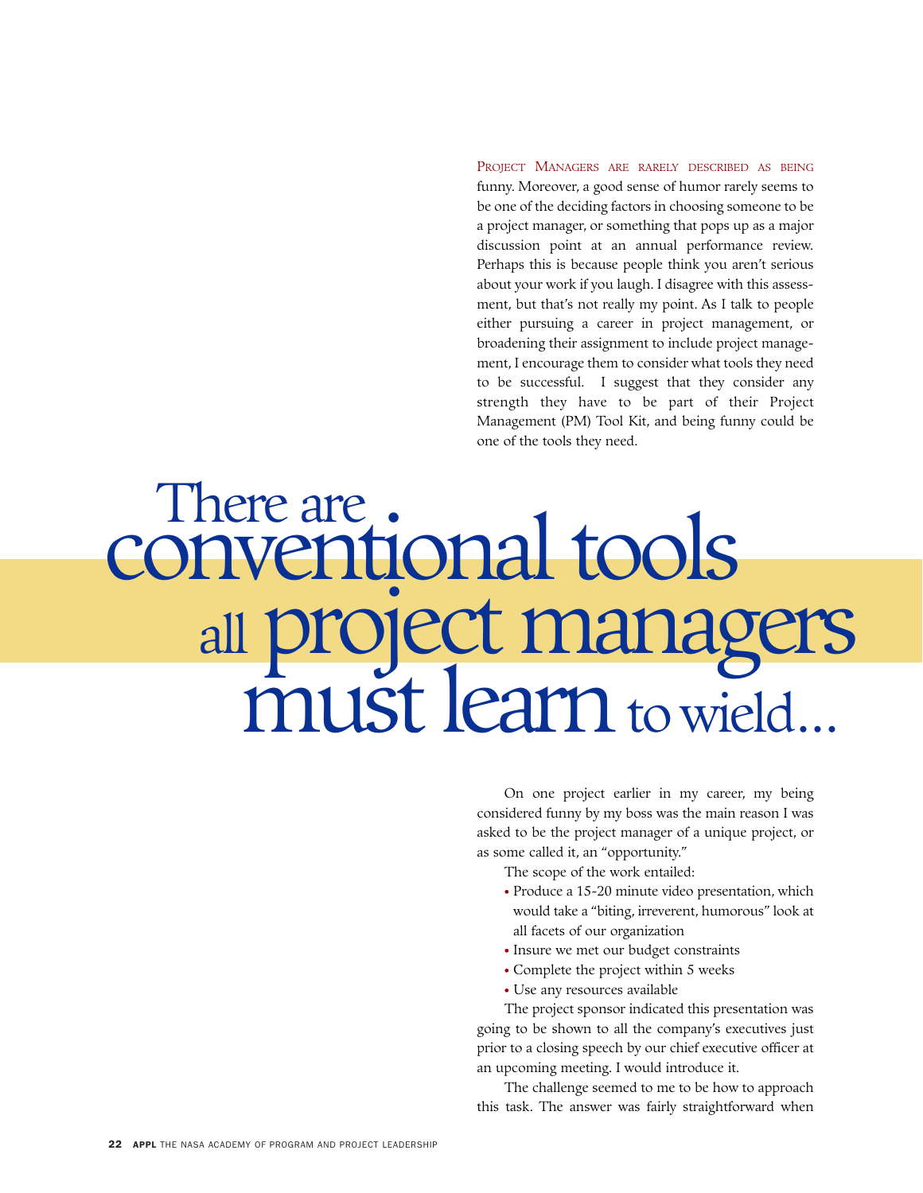Project Managers are rarely described as being funny. Moreover, a good sense of humor rarely seems to be one of the deciding factors in choosing someone to be a project manager, or something that pops up as a major discussion point at an annual performance review. Perhaps this is because people think you aren't serious about your work if you laugh. I disagree with this assessment, but that's not really my point. As I talk to people either pursuing a career in project management, or broadening their assignment to include project management, I encourage them to consider what tools they need to be successful. I suggest that they consider any strength they have to be part of their Project Management (PM) Tool Kit, and being funny could be one of the tools they need.

## There are conventional tools all project managers must learn to wield…

On one project earlier in my career, my being considered funny by my boss was the main reason I was asked to be the project manager of a unique project, or as some called it, an "opportunity."

The scope of the work entailed:

- Produce a 15-20 minute video presentation, which would take a "biting, irreverent, humorous" look at all facets of our organization
- Insure we met our budget constraints
- Complete the project within 5 weeks
- Use any resources available

The project sponsor indicated this presentation was going to be shown to all the company's executives just prior to a closing speech by our chief executive officer at an upcoming meeting. I would introduce it.

The challenge seemed to me to be how to approach this task. The answer was fairly straightforward when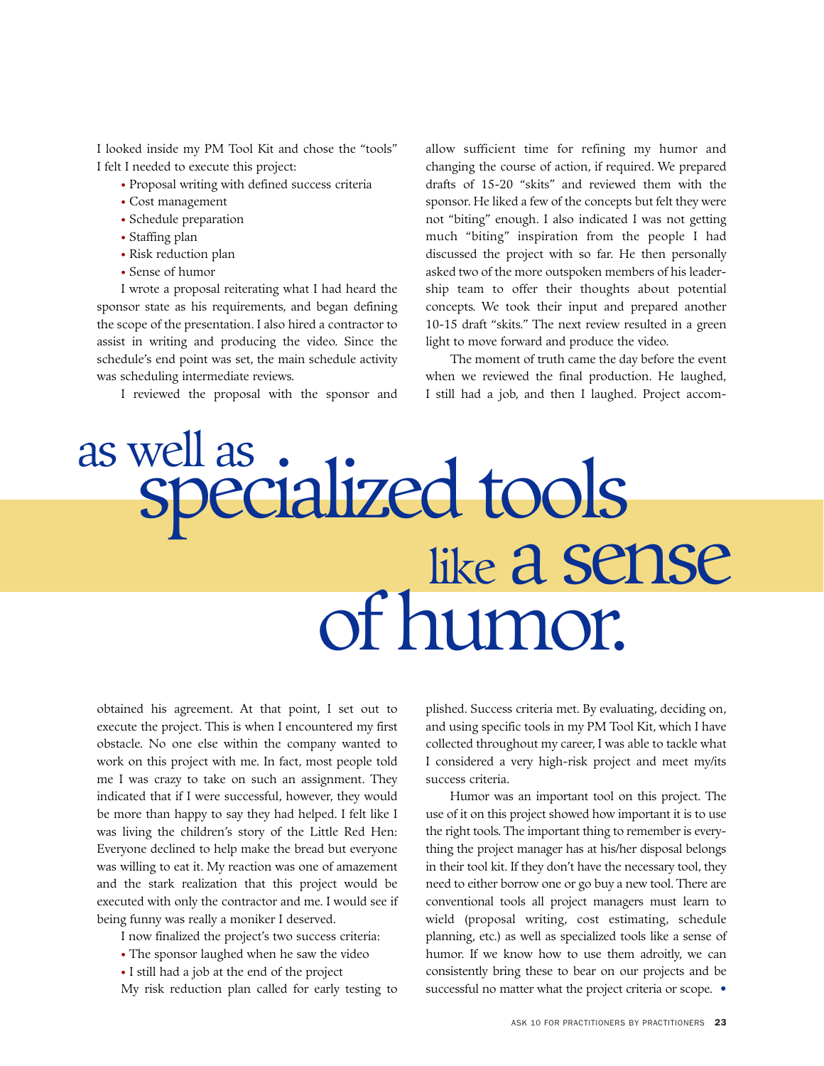I looked inside my PM Tool Kit and chose the "tools" I felt I needed to execute this project:

- Proposal writing with defined success criteria
- Cost management
- Schedule preparation
- Staffing plan
- Risk reduction plan
- Sense of humor

I wrote a proposal reiterating what I had heard the sponsor state as his requirements, and began defining the scope of the presentation. I also hired a contractor to assist in writing and producing the video. Since the schedule's end point was set, the main schedule activity was scheduling intermediate reviews.

I reviewed the proposal with the sponsor and obtained his agreement. At that point, I set out to execute the project. This is when I encountered my first obstacle. No one else within the company wanted to work on this project with me. In fact, most people told me I was crazy to take on such an assignment. They indicated that if I were successful, however, they would be more than happy to say they had helped. I felt like I was living the children's story of the Little Red Hen: Everyone declined to help make the bread but everyone was willing to eat it. My reaction was one of amazement and the stark realization that this project would be executed with only the contractor and me. I would see if being funny was really a moniker I deserved.

I now finalized the project's two success criteria:

- The sponsor laughed when he saw the video
- I still had a job at the end of the project

My risk reduction plan called for early testing to allow sufficient time for refining my humor and changing the course of action, if required. We prepared drafts of 15-20 "skits" and reviewed them with the sponsor. He liked a few of the concepts but felt they were not "biting" enough. I also indicated I was not getting much "biting" inspiration from the people I had discussed the project with so far. He then personally asked two of the more outspoken members of his leadership team to offer their thoughts about potential concepts. We took their input and prepared another 10-15 draft "skits." The next review resulted in a green light to move forward and produce the video.

The moment of truth came the day before the event when we reviewed the final production. He laughed, I still had a job, and then I laughed. Project accomplished. Success criteria met. By evaluating, deciding on, and using specific tools in my PM Tool Kit, which I have collected throughout my career, I was able to tackle what I considered a very high-risk project and meet my/its success criteria.

> as well as specialized tools like a sense of humor.

Humor was an important tool on this project. The use of it on this project showed how important it is to use the right tools. The important thing to remember is everything the project manager has at his/her disposal belongs in their tool kit. If they don't have the necessary tool, they need to either borrow one or go buy a new tool. There are conventional tools all project managers must learn to wield (proposal writing, cost estimating, schedule planning, etc.) as well as specialized tools like a sense of humor. If we know how to use them adroitly, we can consistently bring these to bear on our projects and be successful no matter what the project criteria or scope. •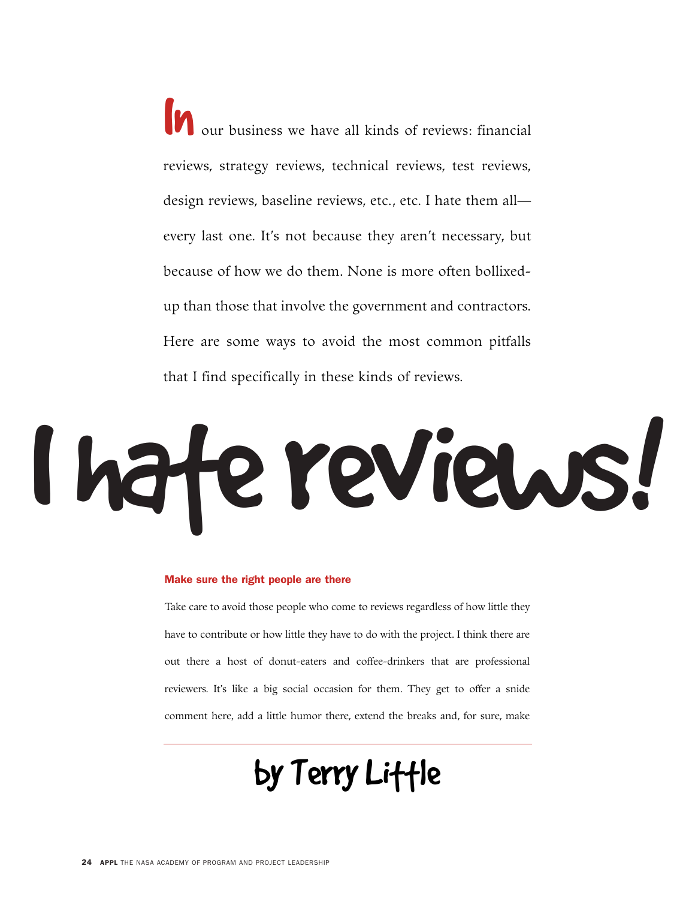# I hate reviews!

by Terry Little

In our business we have all kinds of reviews: financial reviews, strategy reviews, technical reviews, test reviews, design reviews, baseline reviews, etc., etc. I hate them all—every last one. It's not because they aren't necessary, but because of how we do them. None is more often bollixed-up than those that involve the government and contractors. Here are some ways to avoid the most common pitfalls that I find specifically in these kinds of reviews.

## Make sure the right people are there

Take care to avoid those people who come to reviews regardless of how little they have to contribute or how little they have to do with the project. I think there are out there a host of donut-eaters and coffee-drinkers that are professional reviewers. It's like a big social occasion for them. They get to offer a snide comment here, add a little humor there, extend the breaks and, for sure, make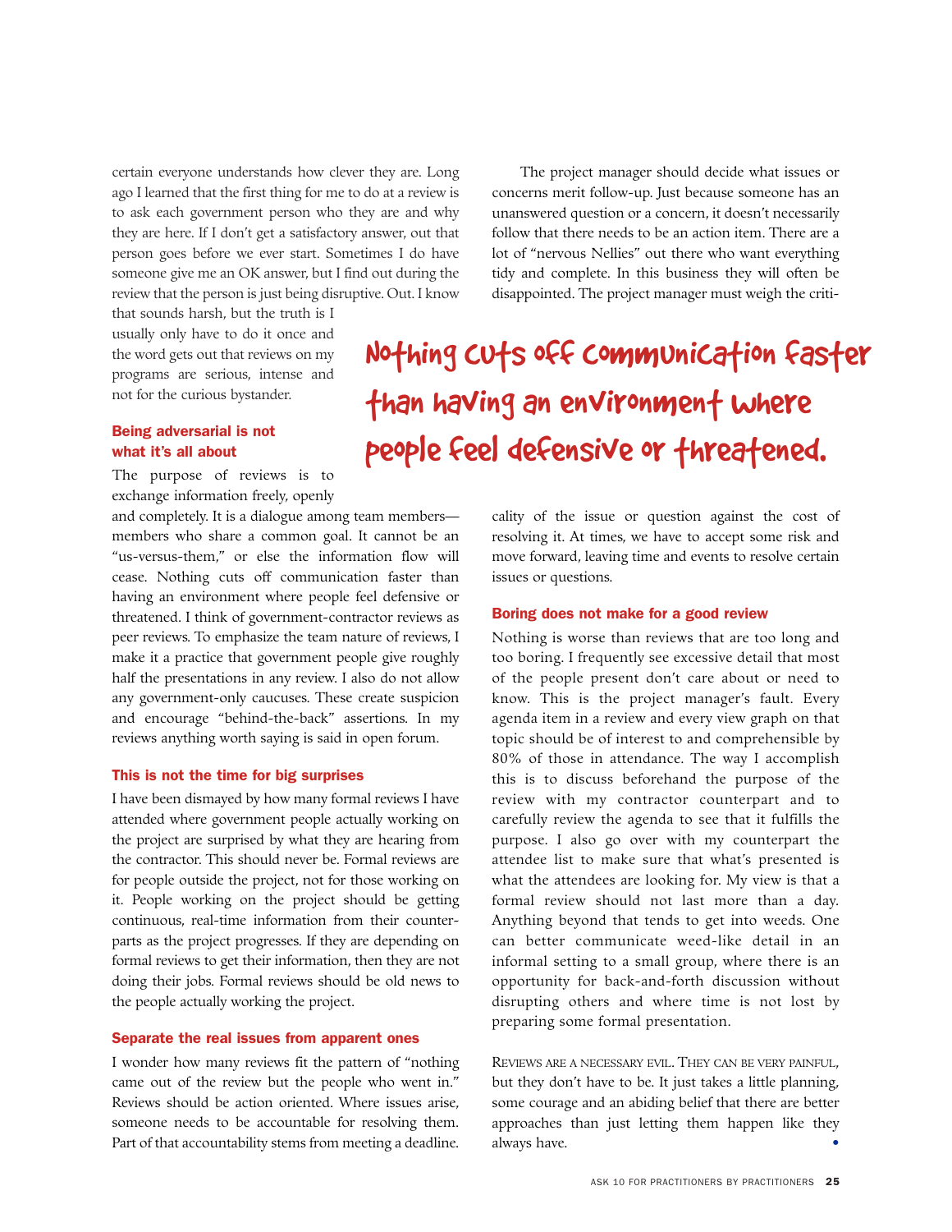certain everyone understands how clever they are. Long ago I learned that the first thing for me to do at a review is to ask each government person who they are and why they are here. If I don't get a satisfactory answer, out that person goes before we ever start. Sometimes I do have someone give me an OK answer, but I find out during the review that the person is just being disruptive. Out. I know that sounds harsh, but the truth is I usually only have to do it once and the word gets out that reviews on my programs are serious, intense and not for the curious bystander.

### Being adversarial is not what it's all about

The purpose of reviews is to exchange information freely, openly and completely. It is a dialogue among team members—members who share a common goal. It cannot be an "us-versus-them," or else the information flow will cease. Nothing cuts off communication faster than having an environment where people feel defensive or threatened. I think of government-contractor reviews as peer reviews. To emphasize the team nature of reviews, I make it a practice that government people give roughly half the presentations in any review. I also do not allow any government-only caucuses. These create suspicion and encourage "behind-the-back" assertions. In my reviews anything worth saying is said in open forum.

> Nothing cuts off communication faster than having an environment where people feel defensive or threatened.

### This is not the time for big surprises

I have been dismayed by how many formal reviews I have attended where government people actually working on the project are surprised by what they are hearing from the contractor. This should never be. Formal reviews are for people outside the project, not for those working on it. People working on the project should be getting continuous, real-time information from their counterparts as the project progresses. If they are depending on formal reviews to get their information, then they are not doing their jobs. Formal reviews should be old news to the people actually working the project.

### Separate the real issues from apparent ones

I wonder how many reviews fit the pattern of "nothing came out of the review but the people who went in." Reviews should be action oriented. Where issues arise, someone needs to be accountable for resolving them. Part of that accountability stems from meeting a deadline.

The project manager should decide what issues or concerns merit follow-up. Just because someone has an unanswered question or a concern, it doesn't necessarily follow that there needs to be an action item. There are a lot of "nervous Nellies" out there who want everything tidy and complete. In this business they will often be disappointed. The project manager must weigh the criticality of the issue or question against the cost of resolving it. At times, we have to accept some risk and move forward, leaving time and events to resolve certain issues or questions.

### Boring does not make for a good review

Nothing is worse than reviews that are too long and too boring. I frequently see excessive detail that most of the people present don't care about or need to know. This is the project manager's fault. Every agenda item in a review and every view graph on that topic should be of interest to and comprehensible by 80% of those in attendance. The way I accomplish this is to discuss beforehand the purpose of the review with my contractor counterpart and to carefully review the agenda to see that it fulfills the purpose. I also go over with my counterpart the attendee list to make sure that what's presented is what the attendees are looking for. My view is that a formal review should not last more than a day. Anything beyond that tends to get into weeds. One can better communicate weed-like detail in an informal setting to a small group, where there is an opportunity for back-and-forth discussion without disrupting others and where time is not lost by preparing some formal presentation.

Reviews are a necessary evil. They can be very painful, but they don't have to be. It just takes a little planning, some courage and an abiding belief that there are better approaches than just letting them happen like they always have. •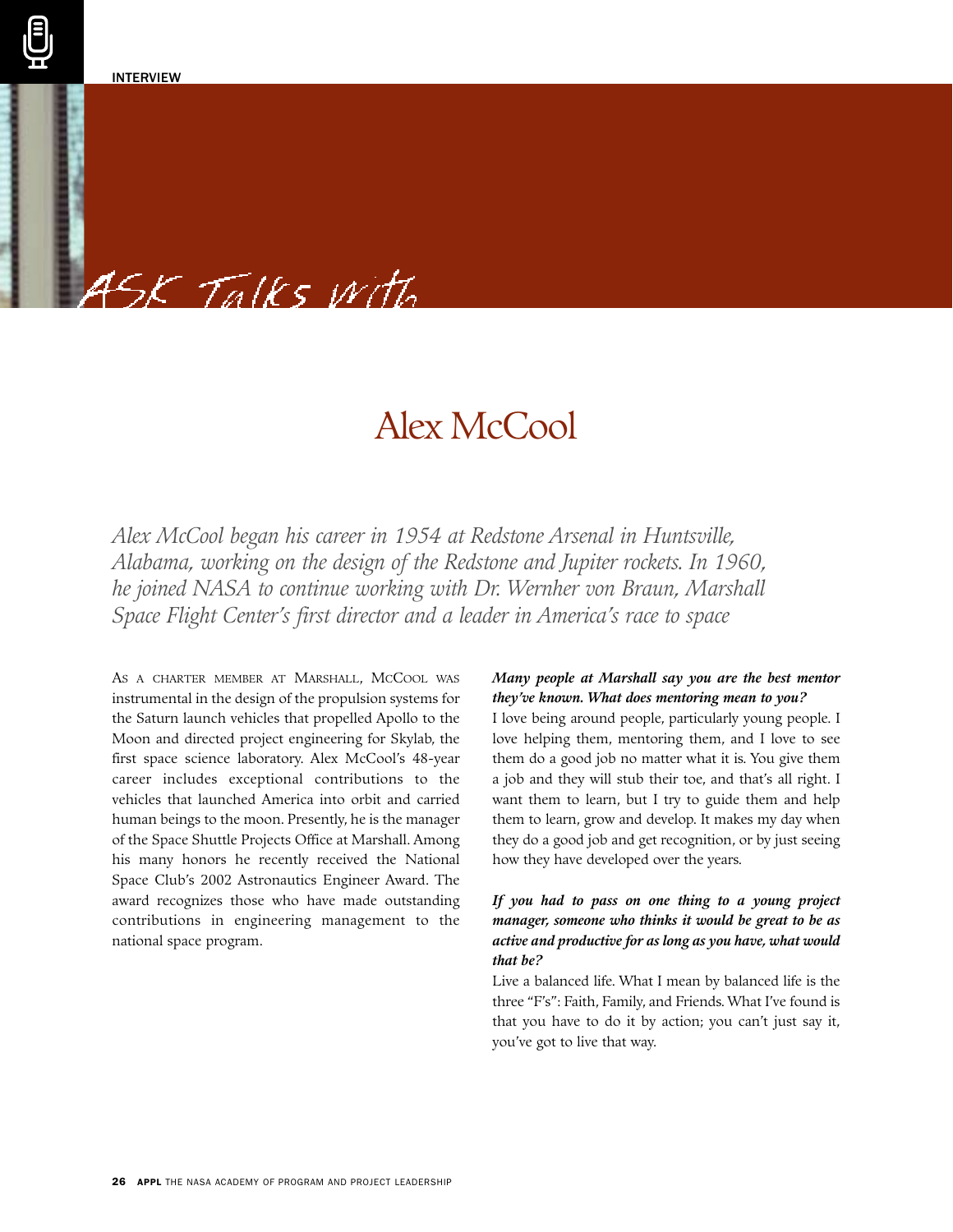INTERVIEW

ASK Talks with

# Alex McCool

*Alex McCool began his career in 1954 at Redstone Arsenal in Huntsville, Alabama, working on the design of the Redstone and Jupiter rockets. In 1960, he joined NASA to continue working with Dr. Wernher von Braun, Marshall Space Flight Center's first director and a leader in America's race to space*

As a charter member at Marshall, McCool was instrumental in the design of the propulsion systems for the Saturn launch vehicles that propelled Apollo to the Moon and directed project engineering for Skylab, the first space science laboratory. Alex McCool's 48-year career includes exceptional contributions to the vehicles that launched America into orbit and carried human beings to the moon. Presently, he is the manager of the Space Shuttle Projects Office at Marshall. Among his many honors he recently received the National Space Club's 2002 Astronautics Engineer Award. The award recognizes those who have made outstanding contributions in engineering management to the national space program.

***Many people at Marshall say you are the best mentor they've known. What does mentoring mean to you?***

I love being around people, particularly young people. I love helping them, mentoring them, and I love to see them do a good job no matter what it is. You give them a job and they will stub their toe, and that's all right. I want them to learn, but I try to guide them and help them to learn, grow and develop. It makes my day when they do a good job and get recognition, or by just seeing how they have developed over the years.

***If you had to pass on one thing to a young project manager, someone who thinks it would be great to be as active and productive for as long as you have, what would that be?***

Live a balanced life. What I mean by balanced life is the three "F's": Faith, Family, and Friends. What I've found is that you have to do it by action; you can't just say it, you've got to live that way.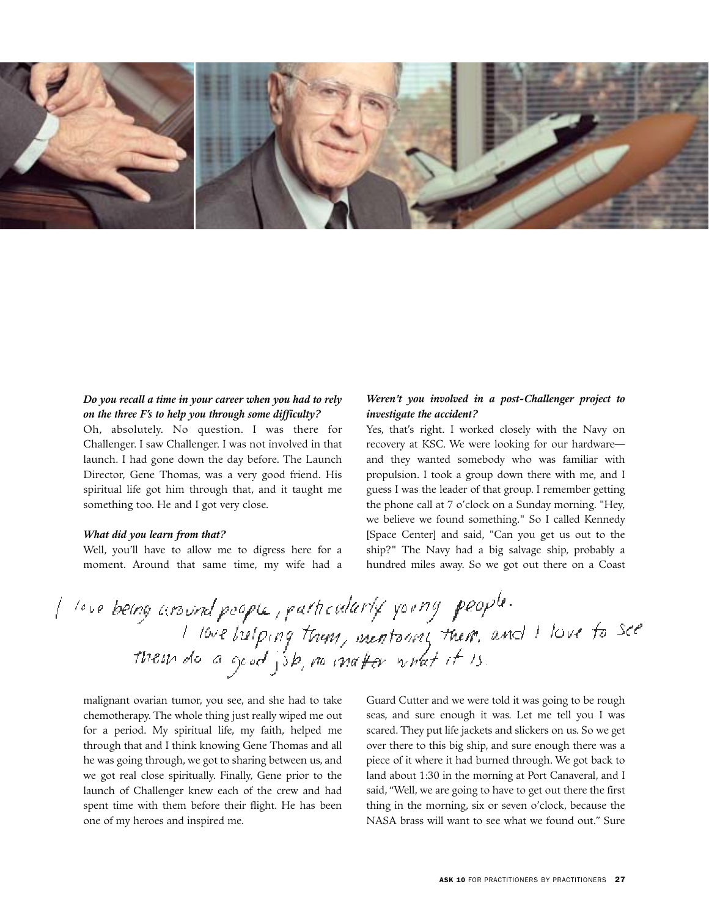***Do you recall a time in your career when you had to rely on the three F's to help you through some difficulty?***

Oh, absolutely. No question. I was there for Challenger. I saw Challenger. I was not involved in that launch. I had gone down the day before. The Launch Director, Gene Thomas, was a very good friend. His spiritual life got him through that, and it taught me something too. He and I got very close.

***What did you learn from that?***

Well, you'll have to allow me to digress here for a moment. Around that same time, my wife had a malignant ovarian tumor, you see, and she had to take chemotherapy. The whole thing just really wiped me out for a period. My spiritual life, my faith, helped me through that and I think knowing Gene Thomas and all he was going through, we got to sharing between us, and we got real close spiritually. Finally, Gene prior to the launch of Challenger knew each of the crew and had spent time with them before their flight. He has been one of my heroes and inspired me.

***Weren't you involved in a post-Challenger project to investigate the accident?***

Yes, that's right. I worked closely with the Navy on recovery at KSC. We were looking for our hardware—and they wanted somebody who was familiar with propulsion. I took a group down there with me, and I guess I was the leader of that group. I remember getting the phone call at 7 o'clock on a Sunday morning. "Hey, we believe we found something." So I called Kennedy [Space Center] and said, "Can you get us out to the ship?" The Navy had a big salvage ship, probably a hundred miles away. So we got out there on a Coast Guard Cutter and we were told it was going to be rough seas, and sure enough it was. Let me tell you I was scared. They put life jackets and slickers on us. So we get over there to this big ship, and sure enough there was a piece of it where it had burned through. We got back to land about 1:30 in the morning at Port Canaveral, and I said, "Well, we are going to have to get out there the first thing in the morning, six or seven o'clock, because the NASA brass will want to see what we found out." Sure

*I love being around people, particularly young people. I love helping them, mentoring them, and I love to see them do a good job, no matter what it is.*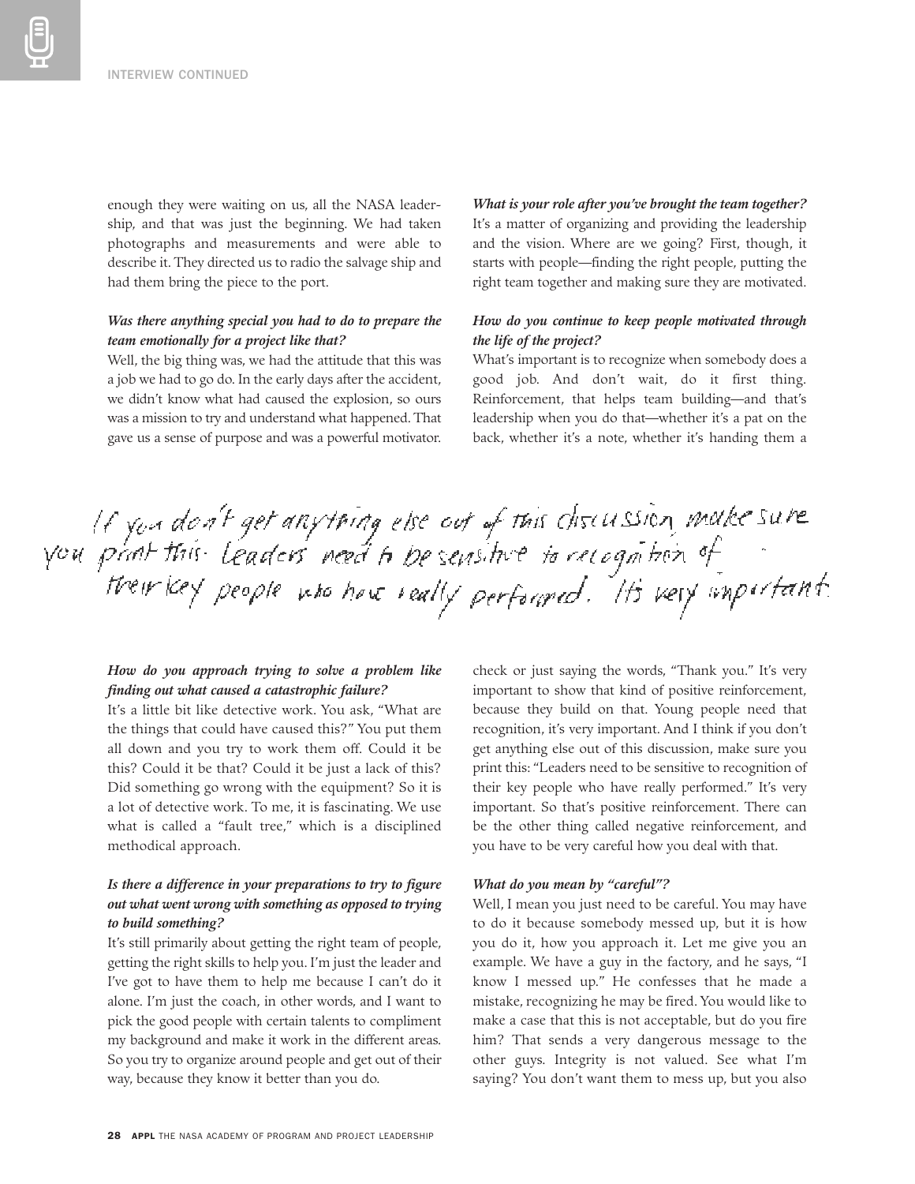enough they were waiting on us, all the NASA leadership, and that was just the beginning. We had taken photographs and measurements and were able to describe it. They directed us to radio the salvage ship and had them bring the piece to the port.

***Was there anything special you had to do to prepare the team emotionally for a project like that?***

Well, the big thing was, we had the attitude that this was a job we had to go do. In the early days after the accident, we didn't know what had caused the explosion, so ours was a mission to try and understand what happened. That gave us a sense of purpose and was a powerful motivator.

***What is your role after you've brought the team together?***

It's a matter of organizing and providing the leadership and the vision. Where are we going? First, though, it starts with people—finding the right people, putting the right team together and making sure they are motivated.

***How do you continue to keep people motivated through the life of the project?***

What's important is to recognize when somebody does a good job. And don't wait, do it first thing. Reinforcement, that helps team building—and that's leadership when you do that—whether it's a pat on the back, whether it's a note, whether it's handing them a check or just saying the words, "Thank you." It's very important to show that kind of positive reinforcement, because they build on that. Young people need that recognition, it's very important. And I think if you don't get anything else out of this discussion, make sure you print this: "Leaders need to be sensitive to recognition of their key people who have really performed." It's very important. So that's positive reinforcement. There can be the other thing called negative reinforcement, and you have to be very careful how you deal with that.

> If you don't get anything else out of this discussion make sure you print this. Leaders need to be sensitive to recognition of their key people who have really performed. It's very important.

***How do you approach trying to solve a problem like finding out what caused a catastrophic failure?***

It's a little bit like detective work. You ask, "What are the things that could have caused this?" You put them all down and you try to work them off. Could it be this? Could it be that? Could it be just a lack of this? Did something go wrong with the equipment? So it is a lot of detective work. To me, it is fascinating. We use what is called a "fault tree," which is a disciplined methodical approach.

***Is there a difference in your preparations to try to figure out what went wrong with something as opposed to trying to build something?***

It's still primarily about getting the right team of people, getting the right skills to help you. I'm just the leader and I've got to have them to help me because I can't do it alone. I'm just the coach, in other words, and I want to pick the good people with certain talents to compliment my background and make it work in the different areas. So you try to organize around people and get out of their way, because they know it better than you do.

***What do you mean by "careful"?***

Well, I mean you just need to be careful. You may have to do it because somebody messed up, but it is how you do it, how you approach it. Let me give you an example. We have a guy in the factory, and he says, "I know I messed up." He confesses that he made a mistake, recognizing he may be fired. You would like to make a case that this is not acceptable, but do you fire him? That sends a very dangerous message to the other guys. Integrity is not valued. See what I'm saying? You don't want them to mess up, but you also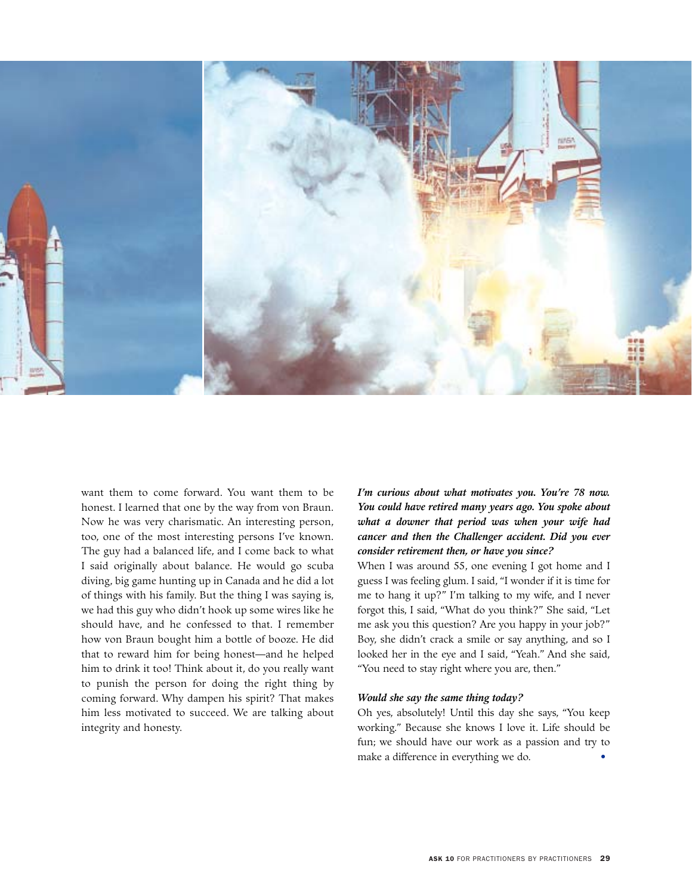want them to come forward. You want them to be honest. I learned that one by the way from von Braun. Now he was very charismatic. An interesting person, too, one of the most interesting persons I've known. The guy had a balanced life, and I come back to what I said originally about balance. He would go scuba diving, big game hunting up in Canada and he did a lot of things with his family. But the thing I was saying is, we had this guy who didn't hook up some wires like he should have, and he confessed to that. I remember how von Braun bought him a bottle of booze. He did that to reward him for being honest—and he helped him to drink it too! Think about it, do you really want to punish the person for doing the right thing by coming forward. Why dampen his spirit? That makes him less motivated to succeed. We are talking about integrity and honesty.

***I'm curious about what motivates you. You're 78 now. You could have retired many years ago. You spoke about what a downer that period was when your wife had cancer and then the Challenger accident. Did you ever consider retirement then, or have you since?***

When I was around 55, one evening I got home and I guess I was feeling glum. I said, "I wonder if it is time for me to hang it up?" I'm talking to my wife, and I never forgot this, I said, "What do you think?" She said, "Let me ask you this question? Are you happy in your job?" Boy, she didn't crack a smile or say anything, and so I looked her in the eye and I said, "Yeah." And she said, "You need to stay right where you are, then."

***Would she say the same thing today?***

Oh yes, absolutely! Until this day she says, "You keep working." Because she knows I love it. Life should be fun; we should have our work as a passion and try to make a difference in everything we do.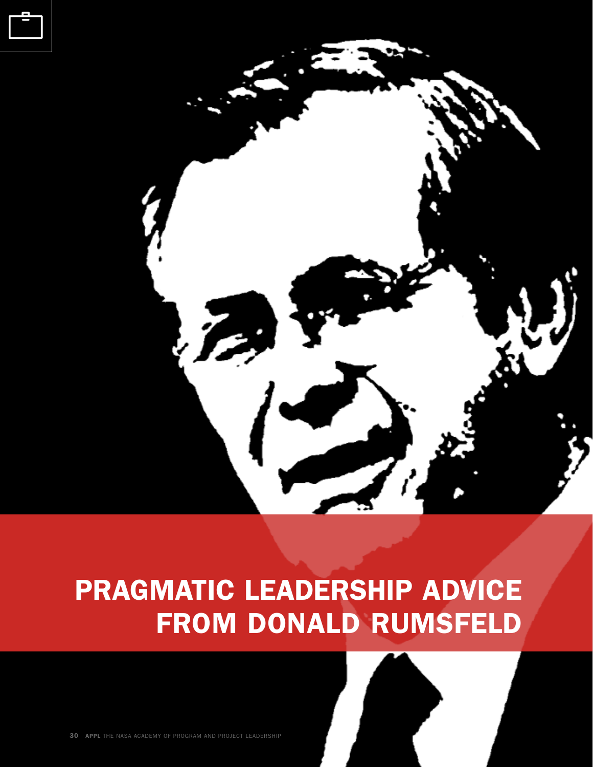# PRAGMATIC LEADERSHIP ADVICE FROM DONALD RUMSFELD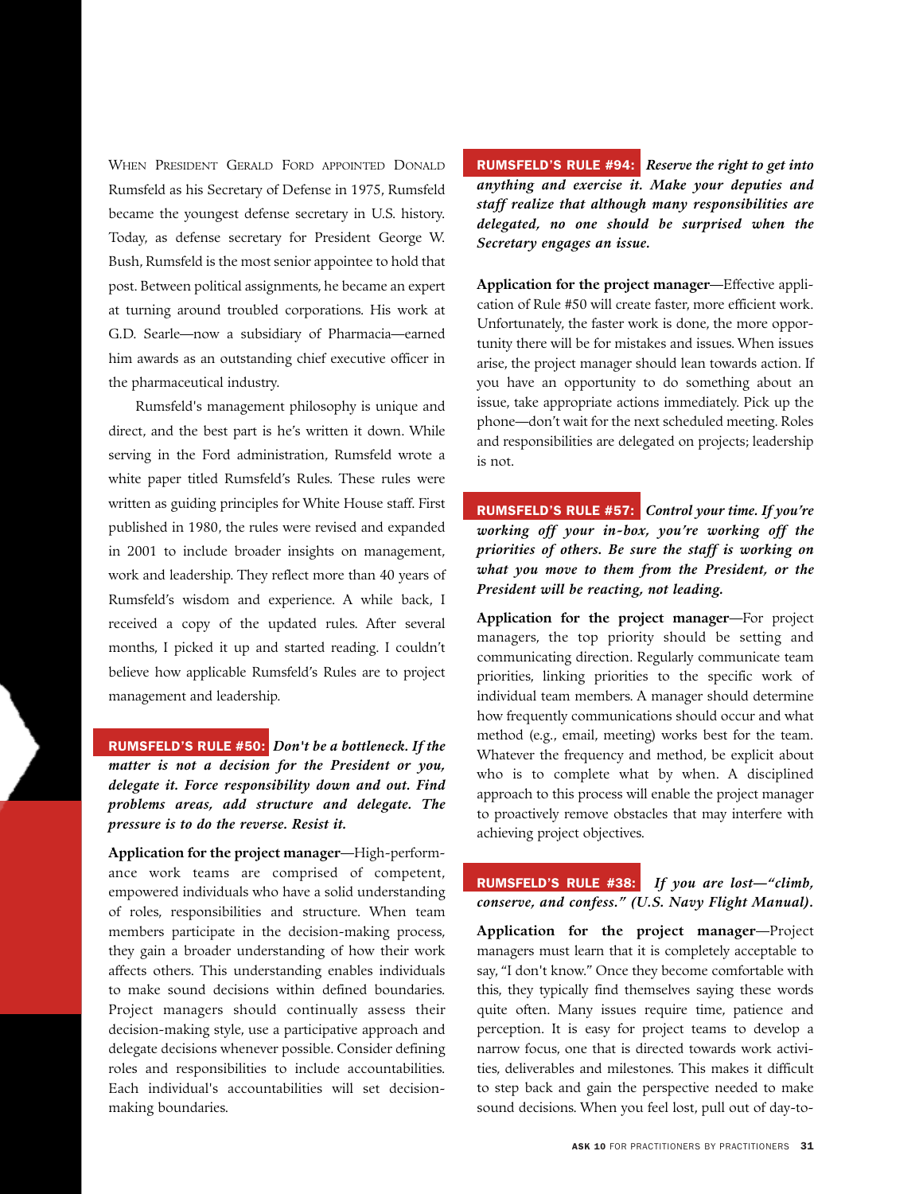When President Gerald Ford appointed Donald Rumsfeld as his Secretary of Defense in 1975, Rumsfeld became the youngest defense secretary in U.S. history. Today, as defense secretary for President George W. Bush, Rumsfeld is the most senior appointee to hold that post. Between political assignments, he became an expert at turning around troubled corporations. His work at G.D. Searle—now a subsidiary of Pharmacia—earned him awards as an outstanding chief executive officer in the pharmaceutical industry.

Rumsfeld's management philosophy is unique and direct, and the best part is he's written it down. While serving in the Ford administration, Rumsfeld wrote a white paper titled Rumsfeld's Rules. These rules were written as guiding principles for White House staff. First published in 1980, the rules were revised and expanded in 2001 to include broader insights on management, work and leadership. They reflect more than 40 years of Rumsfeld's wisdom and experience. A while back, I received a copy of the updated rules. After several months, I picked it up and started reading. I couldn't believe how applicable Rumsfeld's Rules are to project management and leadership.

**RUMSFELD'S RULE #50:** ***Don't be a bottleneck. If the matter is not a decision for the President or you, delegate it. Force responsibility down and out. Find problems areas, add structure and delegate. The pressure is to do the reverse. Resist it.***

**Application for the project manager**—High-performance work teams are comprised of competent, empowered individuals who have a solid understanding of roles, responsibilities and structure. When team members participate in the decision-making process, they gain a broader understanding of how their work affects others. This understanding enables individuals to make sound decisions within defined boundaries. Project managers should continually assess their decision-making style, use a participative approach and delegate decisions whenever possible. Consider defining roles and responsibilities to include accountabilities. Each individual's accountabilities will set decision-making boundaries.

**RUMSFELD'S RULE #94:** ***Reserve the right to get into anything and exercise it. Make your deputies and staff realize that although many responsibilities are delegated, no one should be surprised when the Secretary engages an issue.***

**Application for the project manager**—Effective application of Rule #50 will create faster, more efficient work. Unfortunately, the faster work is done, the more opportunity there will be for mistakes and issues. When issues arise, the project manager should lean towards action. If you have an opportunity to do something about an issue, take appropriate actions immediately. Pick up the phone—don't wait for the next scheduled meeting. Roles and responsibilities are delegated on projects; leadership is not.

**RUMSFELD'S RULE #57:** ***Control your time. If you're working off your in-box, you're working off the priorities of others. Be sure the staff is working on what you move to them from the President, or the President will be reacting, not leading.***

**Application for the project manager**—For project managers, the top priority should be setting and communicating direction. Regularly communicate team priorities, linking priorities to the specific work of individual team members. A manager should determine how frequently communications should occur and what method (e.g., email, meeting) works best for the team. Whatever the frequency and method, be explicit about who is to complete what by when. A disciplined approach to this process will enable the project manager to proactively remove obstacles that may interfere with achieving project objectives.

**RUMSFELD'S RULE #38:** ***If you are lost—"climb, conserve, and confess." (U.S. Navy Flight Manual).***

**Application for the project manager**—Project managers must learn that it is completely acceptable to say, "I don't know." Once they become comfortable with this, they typically find themselves saying these words quite often. Many issues require time, patience and perception. It is easy for project teams to develop a narrow focus, one that is directed towards work activities, deliverables and milestones. This makes it difficult to step back and gain the perspective needed to make sound decisions. When you feel lost, pull out of day-to-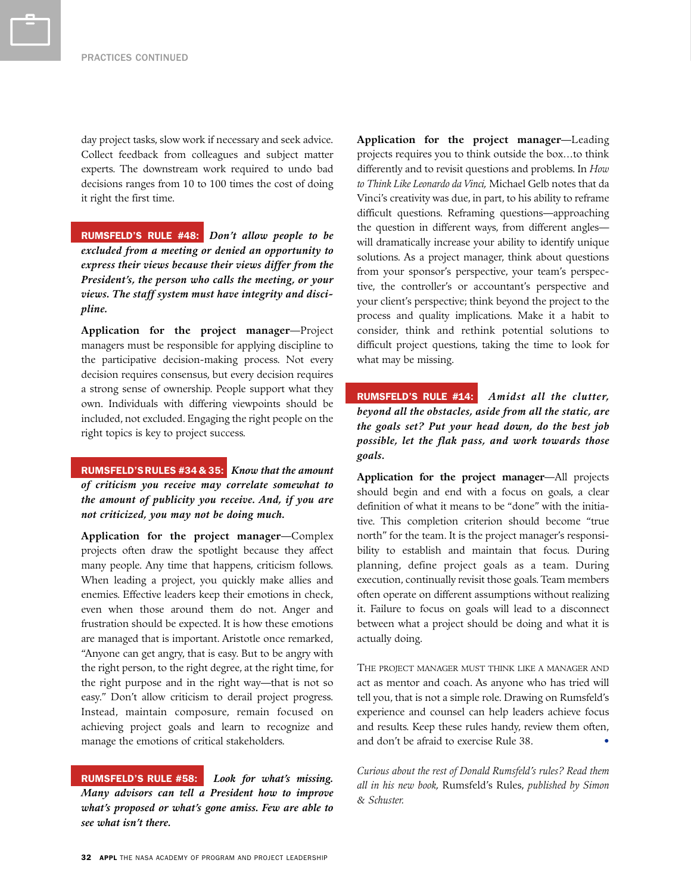day project tasks, slow work if necessary and seek advice. Collect feedback from colleagues and subject matter experts. The downstream work required to undo bad decisions ranges from 10 to 100 times the cost of doing it right the first time.

**RUMSFELD'S RULE #48:** ***Don't allow people to be excluded from a meeting or denied an opportunity to express their views because their views differ from the President's, the person who calls the meeting, or your views. The staff system must have integrity and discipline.***

**Application for the project manager**—Project managers must be responsible for applying discipline to the participative decision-making process. Not every decision requires consensus, but every decision requires a strong sense of ownership. People support what they own. Individuals with differing viewpoints should be included, not excluded. Engaging the right people on the right topics is key to project success.

**RUMSFELD'S RULES #34 & 35:** ***Know that the amount of criticism you receive may correlate somewhat to the amount of publicity you receive. And, if you are not criticized, you may not be doing much.***

**Application for the project manager**—Complex projects often draw the spotlight because they affect many people. Any time that happens, criticism follows. When leading a project, you quickly make allies and enemies. Effective leaders keep their emotions in check, even when those around them do not. Anger and frustration should be expected. It is how these emotions are managed that is important. Aristotle once remarked, "Anyone can get angry, that is easy. But to be angry with the right person, to the right degree, at the right time, for the right purpose and in the right way—that is not so easy." Don't allow criticism to derail project progress. Instead, maintain composure, remain focused on achieving project goals and learn to recognize and manage the emotions of critical stakeholders.

**RUMSFELD'S RULE #58:** ***Look for what's missing. Many advisors can tell a President how to improve what's proposed or what's gone amiss. Few are able to see what isn't there.***

**Application for the project manager**—Leading projects requires you to think outside the box…to think differently and to revisit questions and problems. In *How to Think Like Leonardo da Vinci,* Michael Gelb notes that da Vinci's creativity was due, in part, to his ability to reframe difficult questions. Reframing questions—approaching the question in different ways, from different angles—will dramatically increase your ability to identify unique solutions. As a project manager, think about questions from your sponsor's perspective, your team's perspective, the controller's or accountant's perspective and your client's perspective; think beyond the project to the process and quality implications. Make it a habit to consider, think and rethink potential solutions to difficult project questions, taking the time to look for what may be missing.

**RUMSFELD'S RULE #14:** ***Amidst all the clutter, beyond all the obstacles, aside from all the static, are the goals set? Put your head down, do the best job possible, let the flak pass, and work towards those goals.***

**Application for the project manager**—All projects should begin and end with a focus on goals, a clear definition of what it means to be "done" with the initiative. This completion criterion should become "true north" for the team. It is the project manager's responsibility to establish and maintain that focus. During planning, define project goals as a team. During execution, continually revisit those goals. Team members often operate on different assumptions without realizing it. Failure to focus on goals will lead to a disconnect between what a project should be doing and what it is actually doing.

THE PROJECT MANAGER MUST THINK LIKE A MANAGER AND act as mentor and coach. As anyone who has tried will tell you, that is not a simple role. Drawing on Rumsfeld's experience and counsel can help leaders achieve focus and results. Keep these rules handy, review them often, and don't be afraid to exercise Rule 38. •

*Curious about the rest of Donald Rumsfeld's rules? Read them all in his new book,* Rumsfeld's Rules, *published by Simon & Schuster.*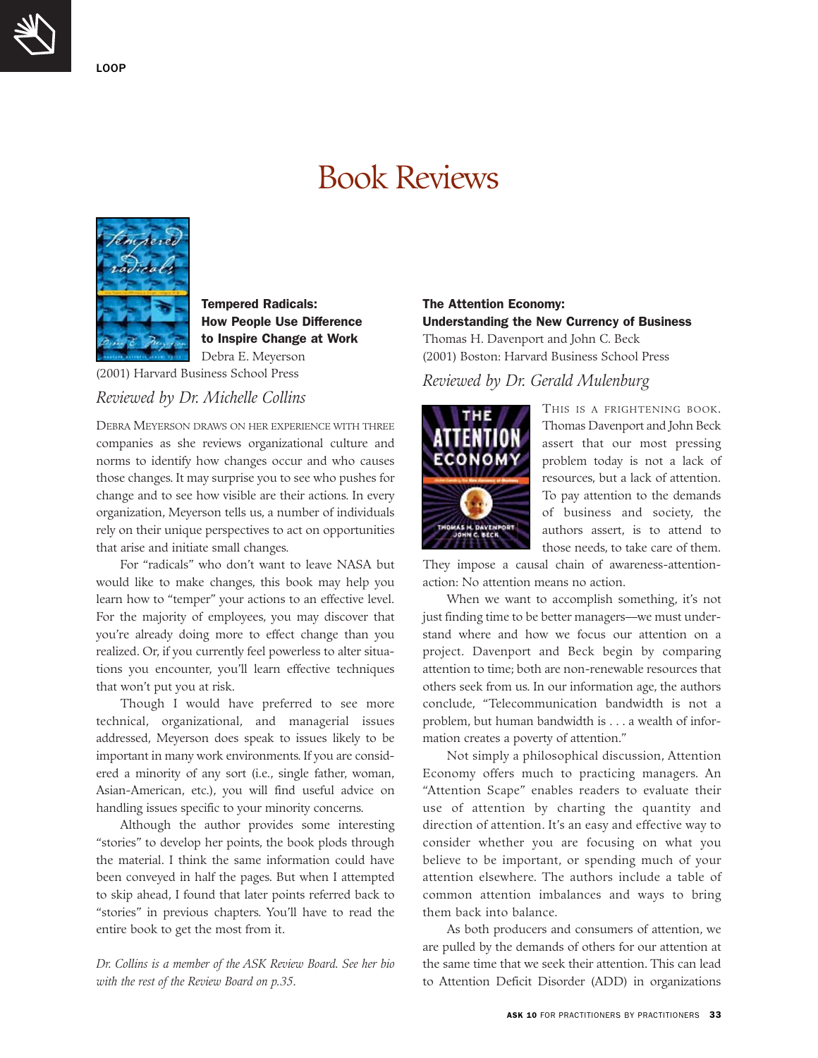# Book Reviews

**Tempered Radicals: How People Use Difference to Inspire Change at Work**
Debra E. Meyerson
(2001) Harvard Business School Press

*Reviewed by Dr. Michelle Collins*

DEBRA MEYERSON DRAWS ON HER EXPERIENCE WITH THREE companies as she reviews organizational culture and norms to identify how changes occur and who causes those changes. It may surprise you to see who pushes for change and to see how visible are their actions. In every organization, Meyerson tells us, a number of individuals rely on their unique perspectives to act on opportunities that arise and initiate small changes.

For "radicals" who don't want to leave NASA but would like to make changes, this book may help you learn how to "temper" your actions to an effective level. For the majority of employees, you may discover that you're already doing more to effect change than you realized. Or, if you currently feel powerless to alter situations you encounter, you'll learn effective techniques that won't put you at risk.

Though I would have preferred to see more technical, organizational, and managerial issues addressed, Meyerson does speak to issues likely to be important in many work environments. If you are considered a minority of any sort (i.e., single father, woman, Asian-American, etc.), you will find useful advice on handling issues specific to your minority concerns.

Although the author provides some interesting "stories" to develop her points, the book plods through the material. I think the same information could have been conveyed in half the pages. But when I attempted to skip ahead, I found that later points referred back to "stories" in previous chapters. You'll have to read the entire book to get the most from it.

*Dr. Collins is a member of the ASK Review Board. See her bio with the rest of the Review Board on p.35.*

**The Attention Economy: Understanding the New Currency of Business**
Thomas H. Davenport and John C. Beck
(2001) Boston: Harvard Business School Press

*Reviewed by Dr. Gerald Mulenburg*

THIS IS A FRIGHTENING BOOK. Thomas Davenport and John Beck assert that our most pressing problem today is not a lack of resources, but a lack of attention. To pay attention to the demands of business and society, the authors assert, is to attend to those needs, to take care of them. They impose a causal chain of awareness-attention-action: No attention means no action.

When we want to accomplish something, it's not just finding time to be better managers—we must understand where and how we focus our attention on a project. Davenport and Beck begin by comparing attention to time; both are non-renewable resources that others seek from us. In our information age, the authors conclude, "Telecommunication bandwidth is not a problem, but human bandwidth is . . . a wealth of information creates a poverty of attention."

Not simply a philosophical discussion, Attention Economy offers much to practicing managers. An "Attention Scape" enables readers to evaluate their use of attention by charting the quantity and direction of attention. It's an easy and effective way to consider whether you are focusing on what you believe to be important, or spending much of your attention elsewhere. The authors include a table of common attention imbalances and ways to bring them back into balance.

As both producers and consumers of attention, we are pulled by the demands of others for our attention at the same time that we seek their attention. This can lead to Attention Deficit Disorder (ADD) in organizations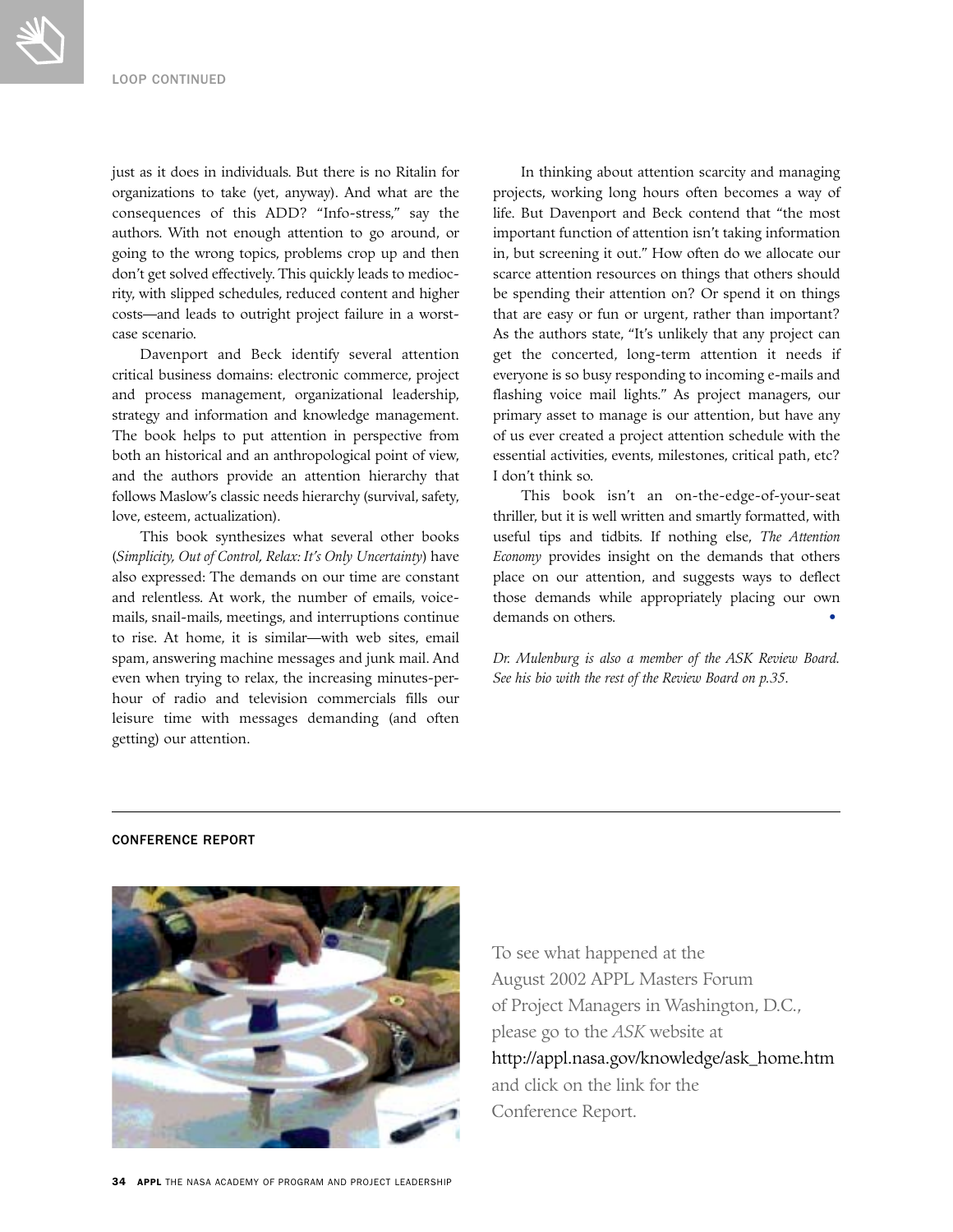just as it does in individuals. But there is no Ritalin for organizations to take (yet, anyway). And what are the consequences of this ADD? "Info-stress," say the authors. With not enough attention to go around, or going to the wrong topics, problems crop up and then don't get solved effectively. This quickly leads to mediocrity, with slipped schedules, reduced content and higher costs—and leads to outright project failure in a worst-case scenario.

Davenport and Beck identify several attention critical business domains: electronic commerce, project and process management, organizational leadership, strategy and information and knowledge management. The book helps to put attention in perspective from both an historical and an anthropological point of view, and the authors provide an attention hierarchy that follows Maslow's classic needs hierarchy (survival, safety, love, esteem, actualization).

This book synthesizes what several other books (*Simplicity, Out of Control, Relax: It's Only Uncertainty*) have also expressed: The demands on our time are constant and relentless. At work, the number of emails, voice-mails, snail-mails, meetings, and interruptions continue to rise. At home, it is similar—with web sites, email spam, answering machine messages and junk mail. And even when trying to relax, the increasing minutes-per-hour of radio and television commercials fills our leisure time with messages demanding (and often getting) our attention.

In thinking about attention scarcity and managing projects, working long hours often becomes a way of life. But Davenport and Beck contend that "the most important function of attention isn't taking information in, but screening it out." How often do we allocate our scarce attention resources on things that others should be spending their attention on? Or spend it on things that are easy or fun or urgent, rather than important? As the authors state, "It's unlikely that any project can get the concerted, long-term attention it needs if everyone is so busy responding to incoming e-mails and flashing voice mail lights." As project managers, our primary asset to manage is our attention, but have any of us ever created a project attention schedule with the essential activities, events, milestones, critical path, etc? I don't think so.

This book isn't an on-the-edge-of-your-seat thriller, but it is well written and smartly formatted, with useful tips and tidbits. If nothing else, *The Attention Economy* provides insight on the demands that others place on our attention, and suggests ways to deflect those demands while appropriately placing our own demands on others.

*Dr. Mulenburg is also a member of the ASK Review Board. See his bio with the rest of the Review Board on p.35.*

---

**CONFERENCE REPORT**

To see what happened at the August 2002 APPL Masters Forum of Project Managers in Washington, D.C., please go to the *ASK* website at http://appl.nasa.gov/knowledge/ask_home.htm and click on the link for the Conference Report.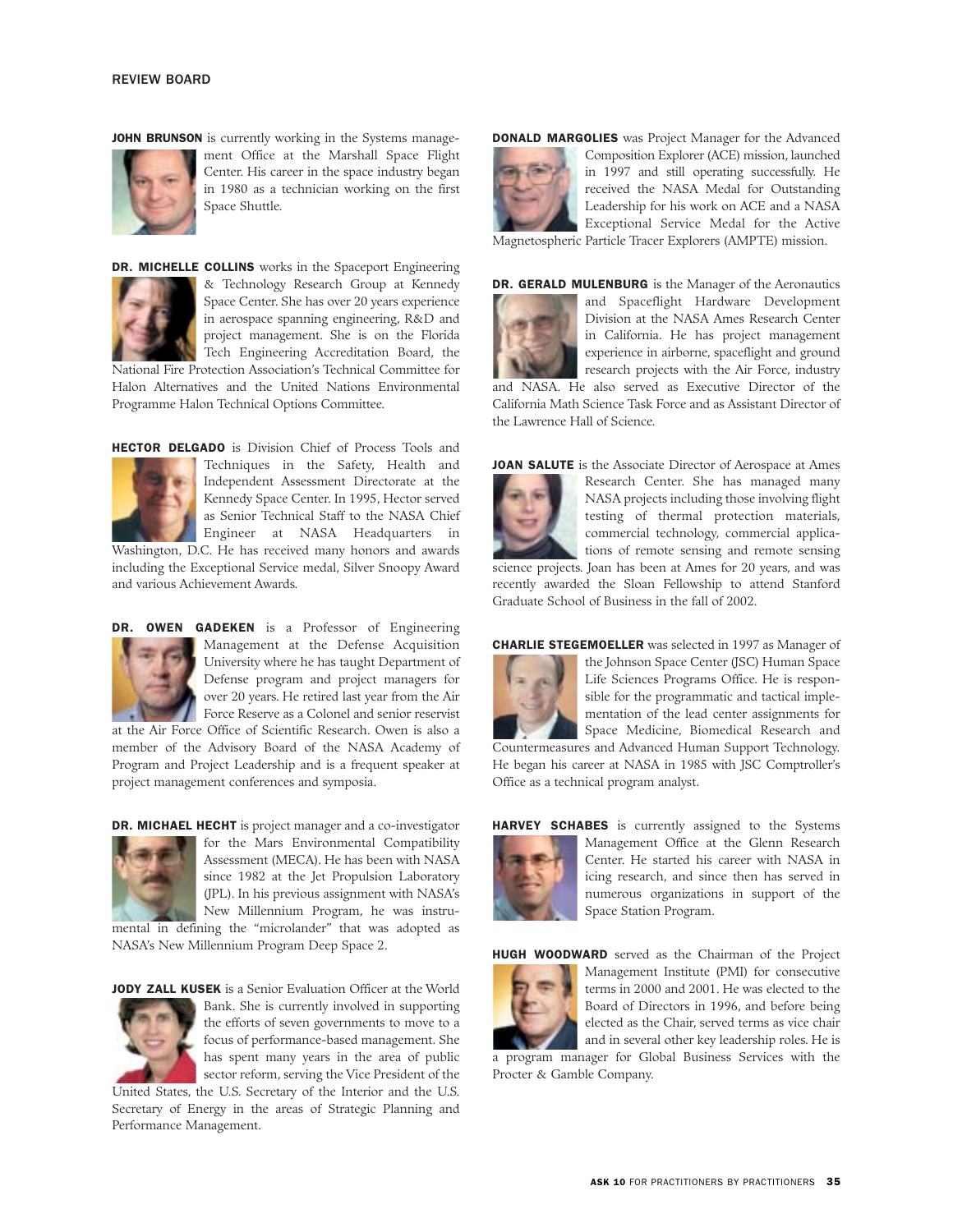## REVIEW BOARD

**JOHN BRUNSON** is currently working in the Systems management Office at the Marshall Space Flight Center. His career in the space industry began in 1980 as a technician working on the first Space Shuttle.

**DR. MICHELLE COLLINS** works in the Spaceport Engineering & Technology Research Group at Kennedy Space Center. She has over 20 years experience in aerospace spanning engineering, R&D and project management. She is on the Florida Tech Engineering Accreditation Board, the National Fire Protection Association's Technical Committee for Halon Alternatives and the United Nations Environmental Programme Halon Technical Options Committee.

**HECTOR DELGADO** is Division Chief of Process Tools and Techniques in the Safety, Health and Independent Assessment Directorate at the Kennedy Space Center. In 1995, Hector served as Senior Technical Staff to the NASA Chief Engineer at NASA Headquarters in Washington, D.C. He has received many honors and awards including the Exceptional Service medal, Silver Snoopy Award and various Achievement Awards.

**DR. OWEN GADEKEN** is a Professor of Engineering Management at the Defense Acquisition University where he has taught Department of Defense program and project managers for over 20 years. He retired last year from the Air Force Reserve as a Colonel and senior reservist at the Air Force Office of Scientific Research. Owen is also a member of the Advisory Board of the NASA Academy of Program and Project Leadership and is a frequent speaker at project management conferences and symposia.

**DR. MICHAEL HECHT** is project manager and a co-investigator for the Mars Environmental Compatibility Assessment (MECA). He has been with NASA since 1982 at the Jet Propulsion Laboratory (JPL). In his previous assignment with NASA's New Millennium Program, he was instrumental in defining the "microlander" that was adopted as NASA's New Millennium Program Deep Space 2.

**JODY ZALL KUSEK** is a Senior Evaluation Officer at the World Bank. She is currently involved in supporting the efforts of seven governments to move to a focus of performance-based management. She has spent many years in the area of public sector reform, serving the Vice President of the United States, the U.S. Secretary of the Interior and the U.S. Secretary of Energy in the areas of Strategic Planning and Performance Management.

**DONALD MARGOLIES** was Project Manager for the Advanced Composition Explorer (ACE) mission, launched in 1997 and still operating successfully. He received the NASA Medal for Outstanding Leadership for his work on ACE and a NASA Exceptional Service Medal for the Active Magnetospheric Particle Tracer Explorers (AMPTE) mission.

**DR. GERALD MULENBURG** is the Manager of the Aeronautics and Spaceflight Hardware Development Division at the NASA Ames Research Center in California. He has project management experience in airborne, spaceflight and ground research projects with the Air Force, industry and NASA. He also served as Executive Director of the California Math Science Task Force and as Assistant Director of the Lawrence Hall of Science.

**JOAN SALUTE** is the Associate Director of Aerospace at Ames Research Center. She has managed many NASA projects including those involving flight testing of thermal protection materials, commercial technology, commercial applications of remote sensing and remote sensing science projects. Joan has been at Ames for 20 years, and was recently awarded the Sloan Fellowship to attend Stanford Graduate School of Business in the fall of 2002.

**CHARLIE STEGEMOELLER** was selected in 1997 as Manager of the Johnson Space Center (JSC) Human Space Life Sciences Programs Office. He is responsible for the programmatic and tactical implementation of the lead center assignments for Space Medicine, Biomedical Research and Countermeasures and Advanced Human Support Technology. He began his career at NASA in 1985 with JSC Comptroller's Office as a technical program analyst.

**HARVEY SCHABES** is currently assigned to the Systems Management Office at the Glenn Research Center. He started his career with NASA in icing research, and since then has served in numerous organizations in support of the Space Station Program.

**HUGH WOODWARD** served as the Chairman of the Project Management Institute (PMI) for consecutive terms in 2000 and 2001. He was elected to the Board of Directors in 1996, and before being elected as the Chair, served terms as vice chair and in several other key leadership roles. He is a program manager for Global Business Services with the Procter & Gamble Company.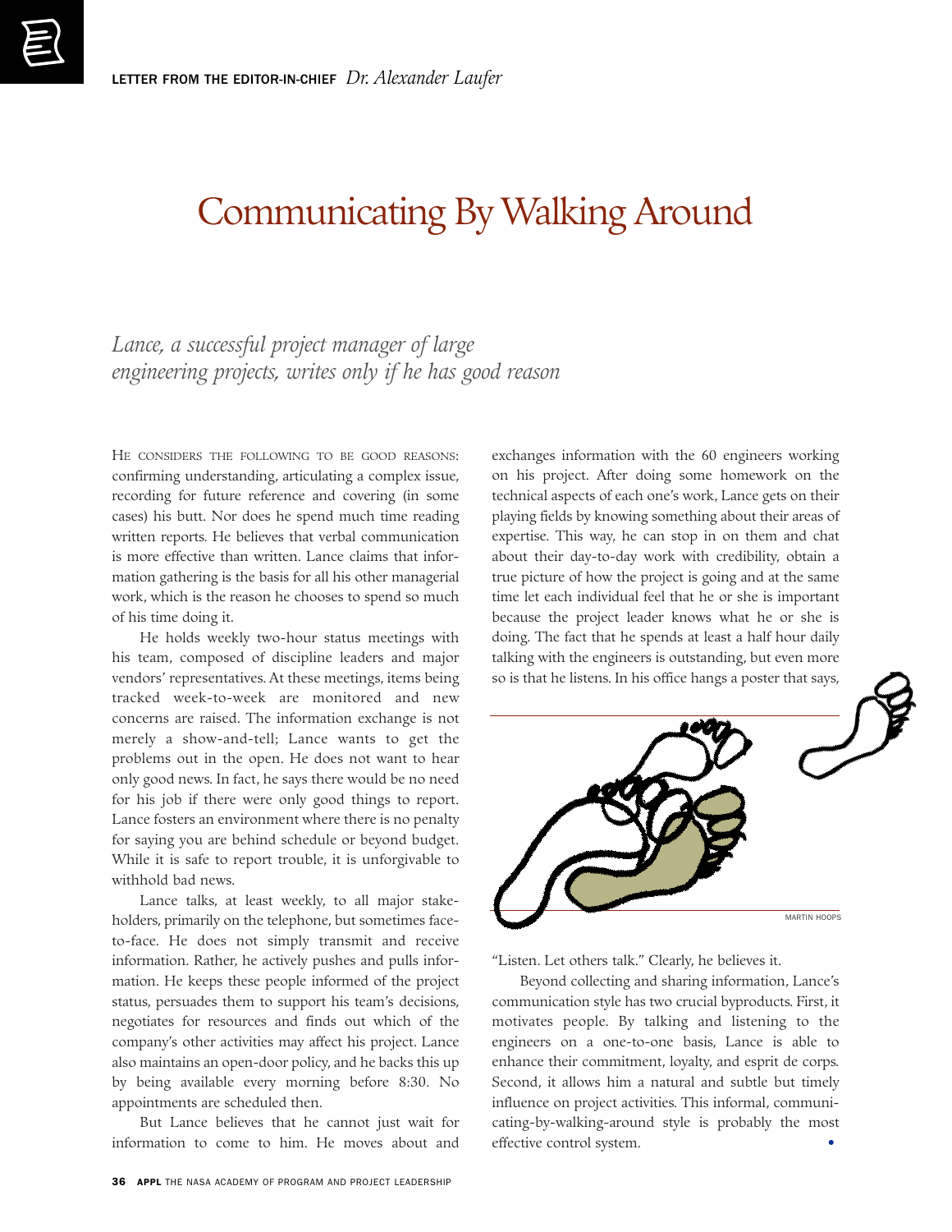LETTER FROM THE EDITOR-IN-CHIEF *Dr. Alexander Laufer*

# Communicating By Walking Around

*Lance, a successful project manager of large engineering projects, writes only if he has good reason*

HE CONSIDERS THE FOLLOWING TO BE GOOD REASONS: confirming understanding, articulating a complex issue, recording for future reference and covering (in some cases) his butt. Nor does he spend much time reading written reports. He believes that verbal communication is more effective than written. Lance claims that information gathering is the basis for all his other managerial work, which is the reason he chooses to spend so much of his time doing it.

He holds weekly two-hour status meetings with his team, composed of discipline leaders and major vendors' representatives. At these meetings, items being tracked week-to-week are monitored and new concerns are raised. The information exchange is not merely a show-and-tell; Lance wants to get the problems out in the open. He does not want to hear only good news. In fact, he says there would be no need for his job if there were only good things to report. Lance fosters an environment where there is no penalty for saying you are behind schedule or beyond budget. While it is safe to report trouble, it is unforgivable to withhold bad news.

Lance talks, at least weekly, to all major stakeholders, primarily on the telephone, but sometimes face-to-face. He does not simply transmit and receive information. Rather, he actively pushes and pulls information. He keeps these people informed of the project status, persuades them to support his team's decisions, negotiates for resources and finds out which of the company's other activities may affect his project. Lance also maintains an open-door policy, and he backs this up by being available every morning before 8:30. No appointments are scheduled then.

But Lance believes that he cannot just wait for information to come to him. He moves about and exchanges information with the 60 engineers working on his project. After doing some homework on the technical aspects of each one's work, Lance gets on their playing fields by knowing something about their areas of expertise. This way, he can stop in on them and chat about their day-to-day work with credibility, obtain a true picture of how the project is going and at the same time let each individual feel that he or she is important because the project leader knows what he or she is doing. The fact that he spends at least a half hour daily talking with the engineers is outstanding, but even more so is that he listens. In his office hangs a poster that says, "Listen. Let others talk." Clearly, he believes it.

MARTIN HOOPS

Beyond collecting and sharing information, Lance's communication style has two crucial byproducts. First, it motivates people. By talking and listening to the engineers on a one-to-one basis, Lance is able to enhance their commitment, loyalty, and esprit de corps. Second, it allows him a natural and subtle but timely influence on project activities. This informal, communicating-by-walking-around style is probably the most effective control system.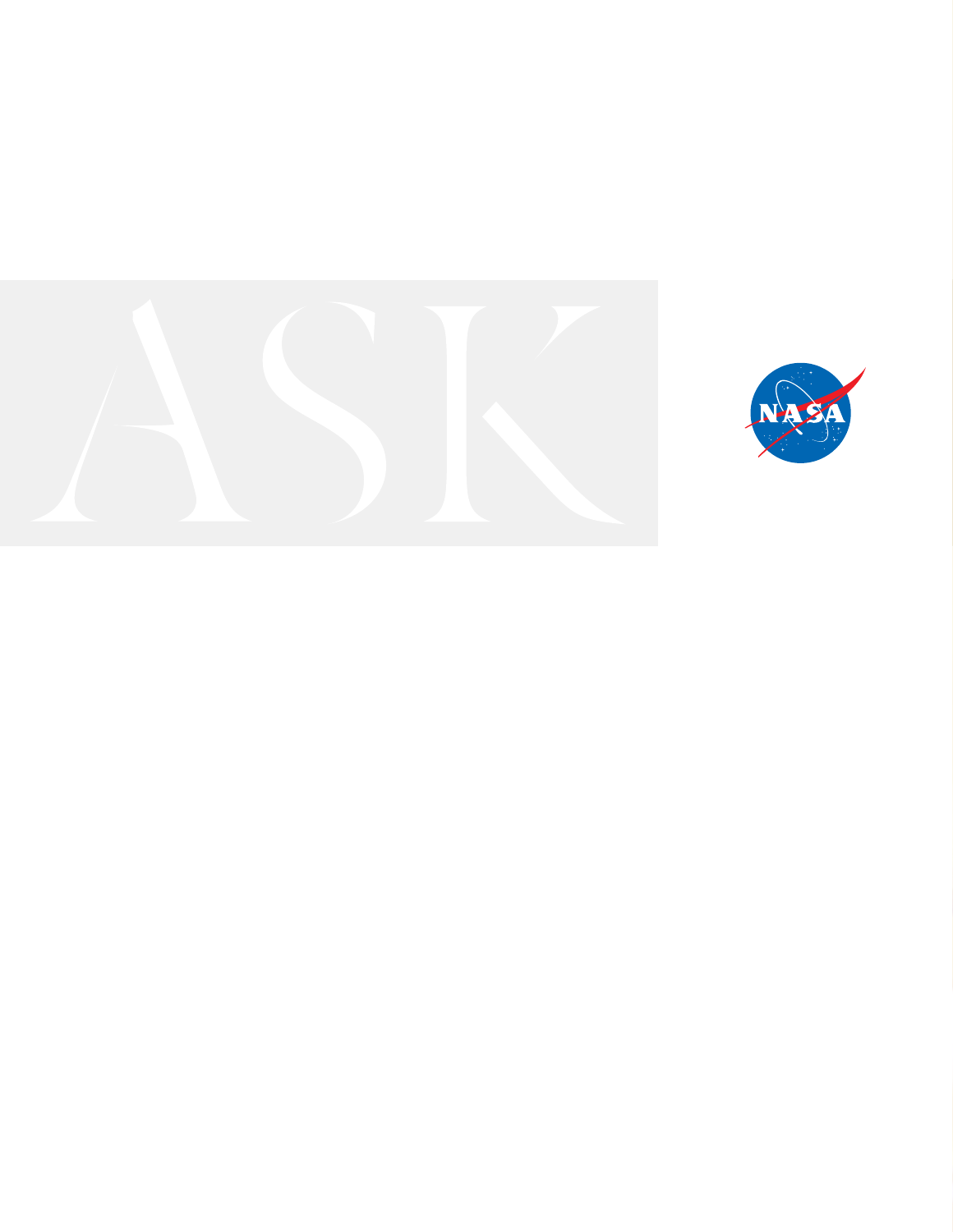# ASK